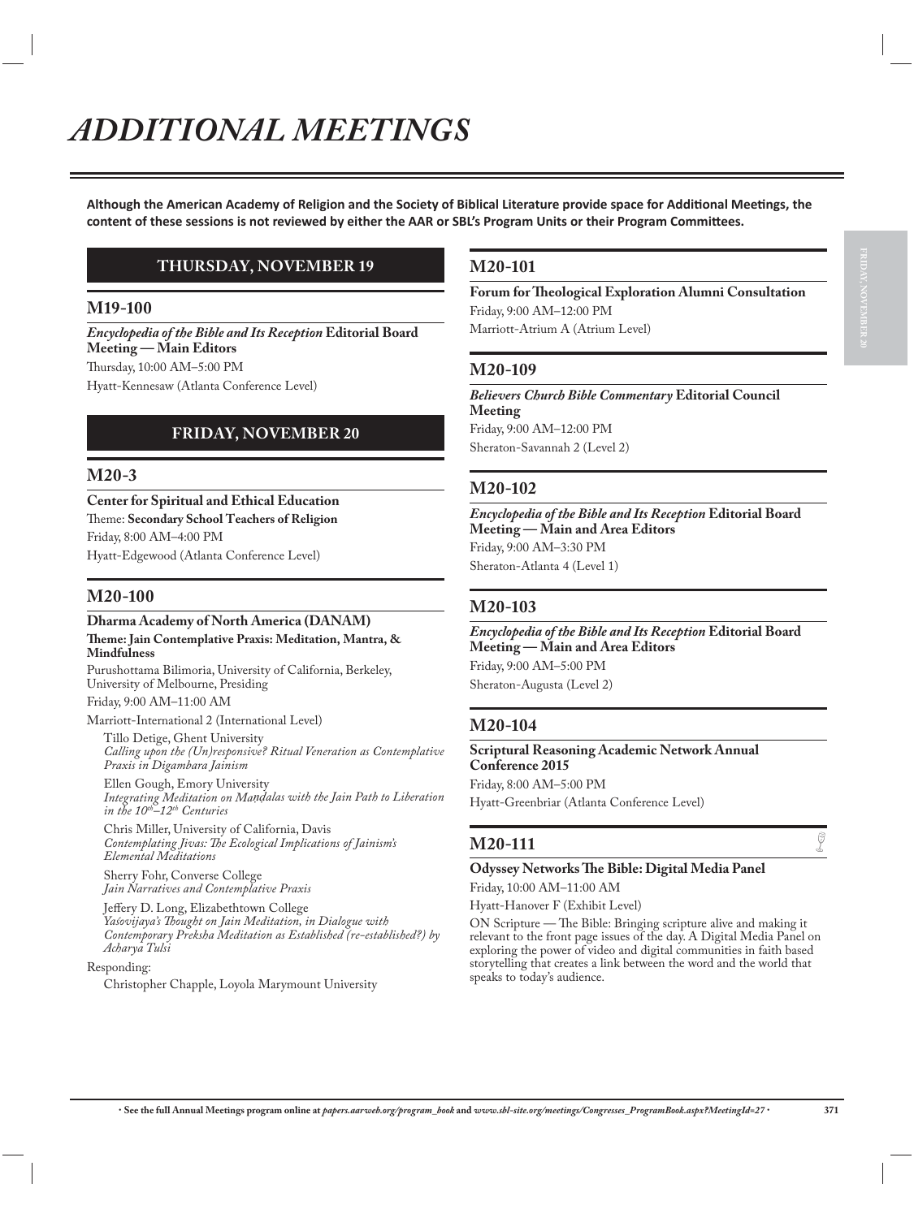# ADDITIONAL MEETINGS

**Although the American Academy of Religion and the Society of Biblical Literature provide space for Additional Meetings, the content of these sessions is not reviewed by either the AAR or SBL's Program Units or their Program Committees.**

## THURSDAY, NOVEMBER 19

### M19-100

***Encyclopedia of the Bible and Its Reception* Editorial Board Meeting — Main Editors**

Thursday, 10:00 AM–5:00 PM

Hyatt-Kennesaw (Atlanta Conference Level)

## FRIDAY, NOVEMBER 20

### M20-3

**Center for Spiritual and Ethical Education**

Theme: **Secondary School Teachers of Religion**

Friday, 8:00 AM–4:00 PM

Hyatt-Edgewood (Atlanta Conference Level)

### M20-100

**Dharma Academy of North America (DANAM)**

**Theme: Jain Contemplative Praxis: Meditation, Mantra, & Mindfulness**

Purushottama Bilimoria, University of California, Berkeley, University of Melbourne, Presiding

Friday, 9:00 AM–11:00 AM

Marriott-International 2 (International Level)

Tillo Detige, Ghent University
*Calling upon the (Un)responsive? Ritual Veneration as Contemplative Praxis in Digambara Jainism*

Ellen Gough, Emory University
*Integrating Meditation on Maṇḍalas with the Jain Path to Liberation in the 10th–12th Centuries*

Chris Miller, University of California, Davis
*Contemplating Jivas: The Ecological Implications of Jainism's Elemental Meditations*

Sherry Fohr, Converse College
*Jain Narratives and Contemplative Praxis*

Jeffery D. Long, Elizabethtown College
*Yaśovijaya's Thought on Jain Meditation, in Dialogue with Contemporary Preksha Meditation as Established (re-established?) by Acharya Tulsi*

Responding:

Christopher Chapple, Loyola Marymount University

### M20-101

**Forum for Theological Exploration Alumni Consultation**

Friday, 9:00 AM–12:00 PM

Marriott-Atrium A (Atrium Level)

### M20-109

***Believers Church Bible Commentary* Editorial Council Meeting**

Friday, 9:00 AM–12:00 PM

Sheraton-Savannah 2 (Level 2)

### M20-102

***Encyclopedia of the Bible and Its Reception* Editorial Board Meeting — Main and Area Editors**

Friday, 9:00 AM–3:30 PM

Sheraton-Atlanta 4 (Level 1)

### M20-103

***Encyclopedia of the Bible and Its Reception* Editorial Board Meeting — Main and Area Editors**

Friday, 9:00 AM–5:00 PM

Sheraton-Augusta (Level 2)

### M20-104

**Scriptural Reasoning Academic Network Annual Conference 2015**

Friday, 8:00 AM–5:00 PM

Hyatt-Greenbriar (Atlanta Conference Level)

### M20-111

**Odyssey Networks The Bible: Digital Media Panel**

Friday, 10:00 AM–11:00 AM

Hyatt-Hanover F (Exhibit Level)

ON Scripture — The Bible: Bringing scripture alive and making it relevant to the front page issues of the day. A Digital Media Panel on exploring the power of video and digital communities in faith based storytelling that creates a link between the word and the world that speaks to today's audience.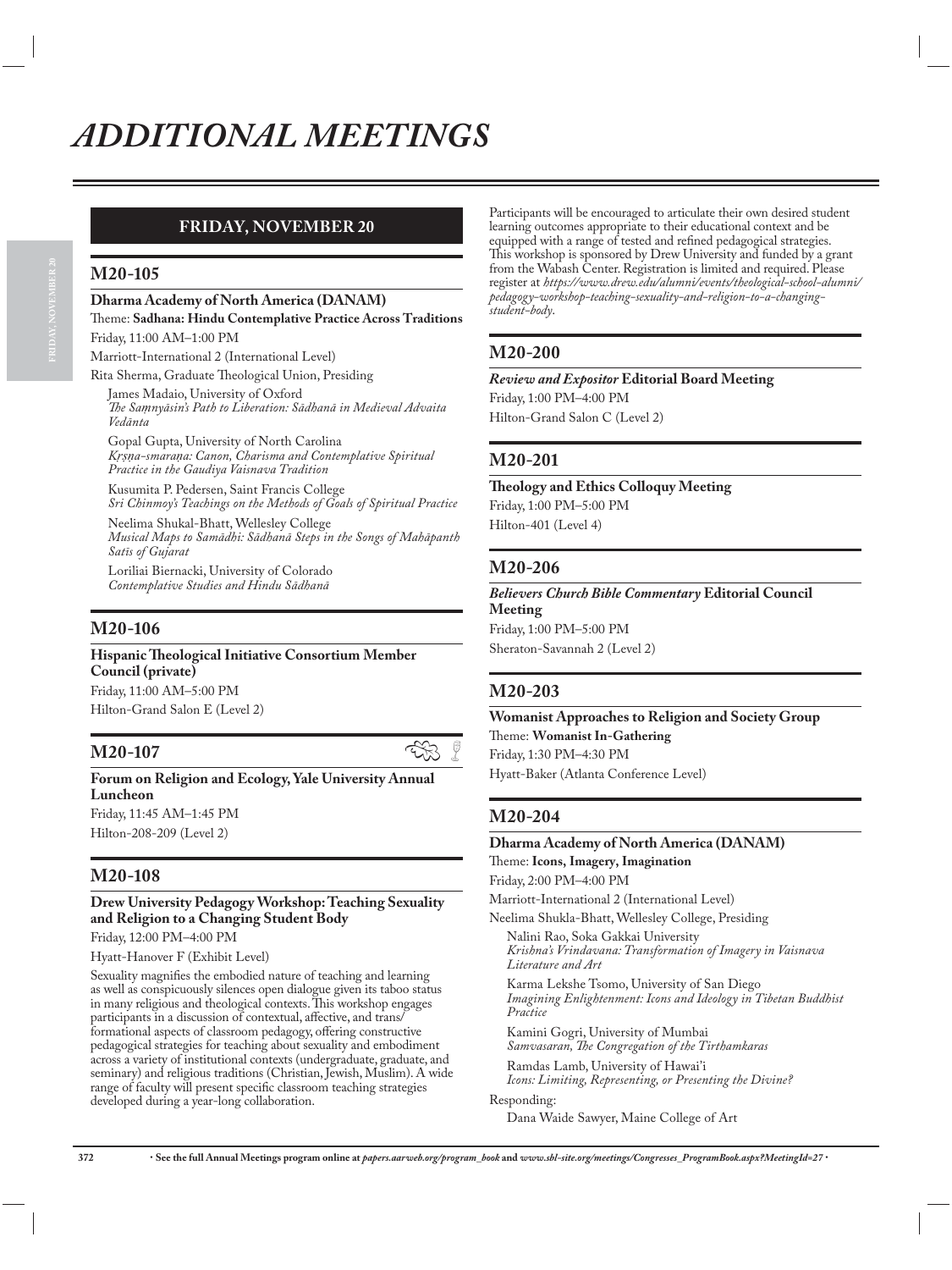# ADDITIONAL MEETINGS

## FRIDAY, NOVEMBER 20

### M20-105

**Dharma Academy of North America (DANAM)**

Theme: **Sadhana: Hindu Contemplative Practice Across Traditions**

Friday, 11:00 AM–1:00 PM

Marriott-International 2 (International Level)

Rita Sherma, Graduate Theological Union, Presiding

James Madaio, University of Oxford
*The Saṃnyāsin's Path to Liberation: Sādhanā in Medieval Advaita Vedānta*

Gopal Gupta, University of North Carolina
*Kṛṣṇa-smaraṇa: Canon, Charisma and Contemplative Spiritual Practice in the Gaudiya Vaisnava Tradition*

Kusumita P. Pedersen, Saint Francis College
*Sri Chinmoy's Teachings on the Methods of Goals of Spiritual Practice*

Neelima Shukal-Bhatt, Wellesley College
*Musical Maps to Samādhi: Sādhanā Steps in the Songs of Mahāpanth Satīs of Gujarat*

Loriliai Biernacki, University of Colorado
*Contemplative Studies and Hindu Sādhanā*

### M20-106

**Hispanic Theological Initiative Consortium Member Council (private)**

Friday, 11:00 AM–5:00 PM

Hilton-Grand Salon E (Level 2)

### M20-107

**Forum on Religion and Ecology, Yale University Annual Luncheon**

Friday, 11:45 AM–1:45 PM

Hilton-208-209 (Level 2)

### M20-108

**Drew University Pedagogy Workshop: Teaching Sexuality and Religion to a Changing Student Body**

Friday, 12:00 PM–4:00 PM

Hyatt-Hanover F (Exhibit Level)

Sexuality magnifies the embodied nature of teaching and learning as well as conspicuously silences open dialogue given its taboo status in many religious and theological contexts. This workshop engages participants in a discussion of contextual, affective, and trans/formational aspects of classroom pedagogy, offering constructive pedagogical strategies for teaching about sexuality and embodiment across a variety of institutional contexts (undergraduate, graduate, and seminary) and religious traditions (Christian, Jewish, Muslim). A wide range of faculty will present specific classroom teaching strategies developed during a year-long collaboration. Participants will be encouraged to articulate their own desired student learning outcomes appropriate to their educational context and be equipped with a range of tested and refined pedagogical strategies. This workshop is sponsored by Drew University and funded by a grant from the Wabash Center. Registration is limited and required. Please register at *https://www.drew.edu/alumni/events/theological-school-alumni/pedagogy-workshop-teaching-sexuality-and-religion-to-a-changing-student-body*.

### M20-200

***Review and Expositor* Editorial Board Meeting**

Friday, 1:00 PM–4:00 PM

Hilton-Grand Salon C (Level 2)

### M20-201

**Theology and Ethics Colloquy Meeting**

Friday, 1:00 PM–5:00 PM

Hilton-401 (Level 4)

### M20-206

***Believers Church Bible Commentary* Editorial Council Meeting**

Friday, 1:00 PM–5:00 PM

Sheraton-Savannah 2 (Level 2)

### M20-203

**Womanist Approaches to Religion and Society Group**

Theme: **Womanist In-Gathering**

Friday, 1:30 PM–4:30 PM

Hyatt-Baker (Atlanta Conference Level)

### M20-204

**Dharma Academy of North America (DANAM)**

Theme: **Icons, Imagery, Imagination**

Friday, 2:00 PM–4:00 PM

Marriott-International 2 (International Level)

Neelima Shukla-Bhatt, Wellesley College, Presiding

Nalini Rao, Soka Gakkai University
*Krishna's Vrindavana: Transformation of Imagery in Vaisnava Literature and Art*

Karma Lekshe Tsomo, University of San Diego
*Imagining Enlightenment: Icons and Ideology in Tibetan Buddhist Practice*

Kamini Gogri, University of Mumbai
*Samvasaran, The Congregation of the Tirthamkaras*

Ramdas Lamb, University of Hawai'i
*Icons: Limiting, Representing, or Presenting the Divine?*

Responding:

Dana Waide Sawyer, Maine College of Art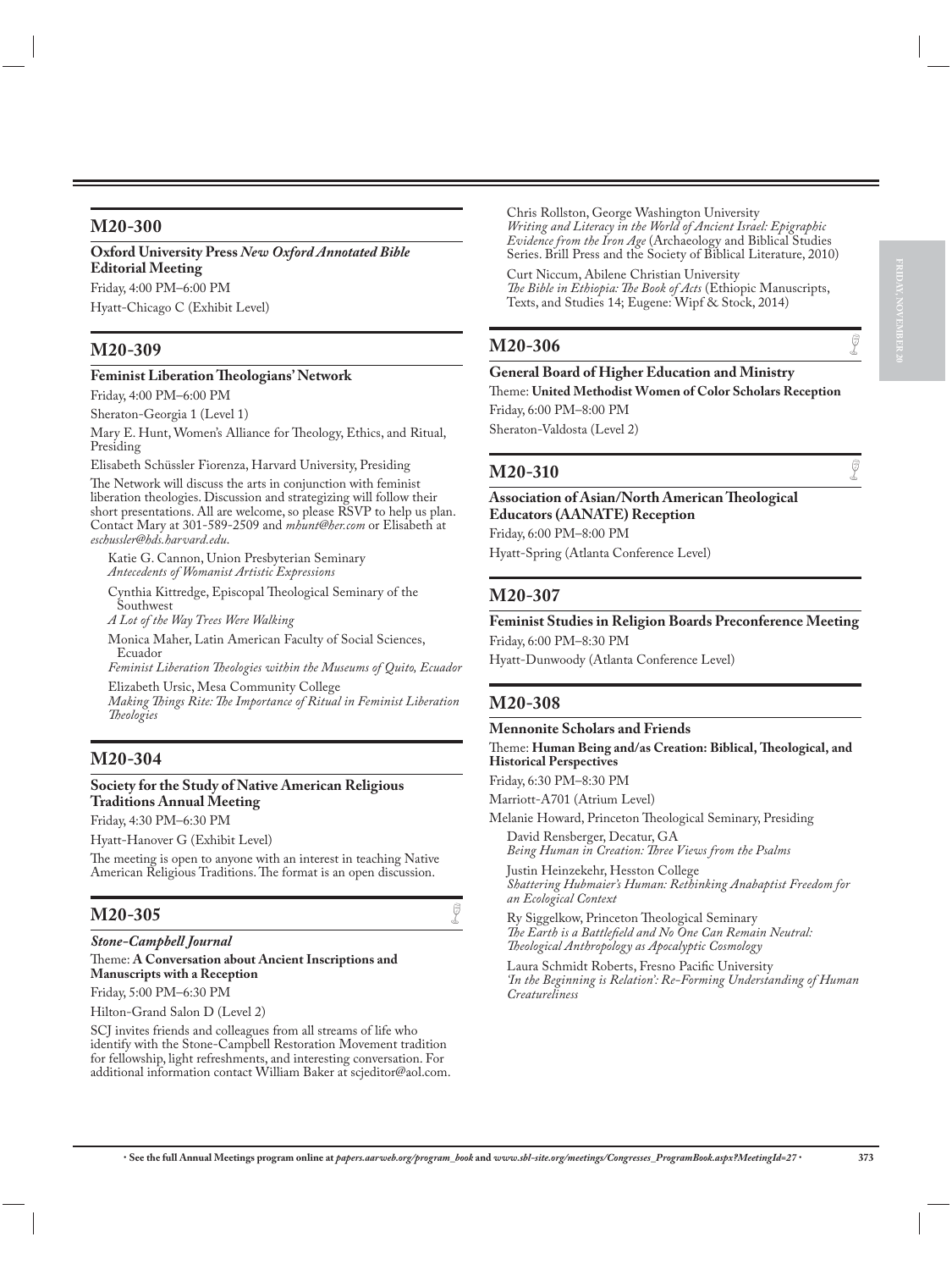## M20-300

**Oxford University Press *New Oxford Annotated Bible* Editorial Meeting**

Friday, 4:00 PM–6:00 PM

Hyatt-Chicago C (Exhibit Level)

## M20-309

**Feminist Liberation Theologians' Network**

Friday, 4:00 PM–6:00 PM

Sheraton-Georgia 1 (Level 1)

Mary E. Hunt, Women's Alliance for Theology, Ethics, and Ritual, Presiding

Elisabeth Schüssler Fiorenza, Harvard University, Presiding

The Network will discuss the arts in conjunction with feminist liberation theologies. Discussion and strategizing will follow their short presentations. All are welcome, so please RSVP to help us plan. Contact Mary at 301-589-2509 and *mhunt@her.com* or Elisabeth at *eschussler@hds.harvard.edu*.

Katie G. Cannon, Union Presbyterian Seminary
*Antecedents of Womanist Artistic Expressions*

Cynthia Kittredge, Episcopal Theological Seminary of the Southwest
*A Lot of the Way Trees Were Walking*

Monica Maher, Latin American Faculty of Social Sciences, Ecuador
*Feminist Liberation Theologies within the Museums of Quito, Ecuador*

Elizabeth Ursic, Mesa Community College
*Making Things Rite: The Importance of Ritual in Feminist Liberation Theologies*

## M20-304

**Society for the Study of Native American Religious Traditions Annual Meeting**

Friday, 4:30 PM–6:30 PM

Hyatt-Hanover G (Exhibit Level)

The meeting is open to anyone with an interest in teaching Native American Religious Traditions. The format is an open discussion.

## M20-305

***Stone-Campbell Journal***

Theme: **A Conversation about Ancient Inscriptions and Manuscripts with a Reception**

Friday, 5:00 PM–6:30 PM

Hilton-Grand Salon D (Level 2)

SCJ invites friends and colleagues from all streams of life who identify with the Stone-Campbell Restoration Movement tradition for fellowship, light refreshments, and interesting conversation. For additional information contact William Baker at scjeditor@aol.com.

Chris Rollston, George Washington University
*Writing and Literacy in the World of Ancient Israel: Epigraphic Evidence from the Iron Age* (Archaeology and Biblical Studies Series. Brill Press and the Society of Biblical Literature, 2010)

Curt Niccum, Abilene Christian University
*The Bible in Ethiopia: The Book of Acts* (Ethiopic Manuscripts, Texts, and Studies 14; Eugene: Wipf & Stock, 2014)

## M20-306

**General Board of Higher Education and Ministry**

Theme: **United Methodist Women of Color Scholars Reception**

Friday, 6:00 PM–8:00 PM

Sheraton-Valdosta (Level 2)

## M20-310

**Association of Asian/North American Theological Educators (AANATE) Reception**

Friday, 6:00 PM–8:00 PM

Hyatt-Spring (Atlanta Conference Level)

## M20-307

**Feminist Studies in Religion Boards Preconference Meeting**

Friday, 6:00 PM–8:30 PM

Hyatt-Dunwoody (Atlanta Conference Level)

## M20-308

**Mennonite Scholars and Friends**

Theme: **Human Being and/as Creation: Biblical, Theological, and Historical Perspectives**

Friday, 6:30 PM–8:30 PM

Marriott-A701 (Atrium Level)

Melanie Howard, Princeton Theological Seminary, Presiding

David Rensberger, Decatur, GA
*Being Human in Creation: Three Views from the Psalms*

Justin Heinzekehr, Hesston College
*Shattering Hubmaier's Human: Rethinking Anabaptist Freedom for an Ecological Context*

Ry Siggelkow, Princeton Theological Seminary
*The Earth is a Battlefield and No One Can Remain Neutral: Theological Anthropology as Apocalyptic Cosmology*

Laura Schmidt Roberts, Fresno Pacific University
*'In the Beginning is Relation': Re-Forming Understanding of Human Creatureliness*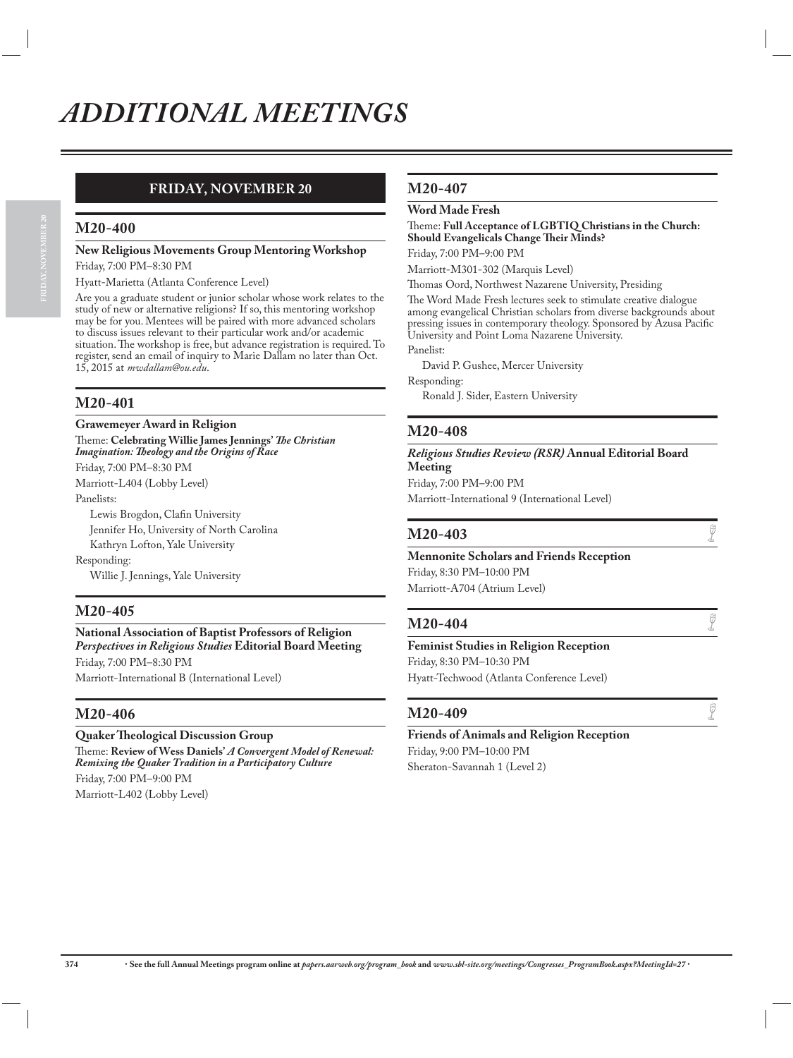# ADDITIONAL MEETINGS

## FRIDAY, NOVEMBER 20

### M20-400

**New Religious Movements Group Mentoring Workshop**

Friday, 7:00 PM–8:30 PM

Hyatt-Marietta (Atlanta Conference Level)

Are you a graduate student or junior scholar whose work relates to the study of new or alternative religions? If so, this mentoring workshop may be for you. Mentees will be paired with more advanced scholars to discuss issues relevant to their particular work and/or academic situation. The workshop is free, but advance registration is required. To register, send an email of inquiry to Marie Dallam no later than Oct. 15, 2015 at *mwdallam@ou.edu*.

### M20-401

**Grawemeyer Award in Religion**

Theme: **Celebrating Willie James Jennings' *The Christian Imagination: Theology and the Origins of Race***

Friday, 7:00 PM–8:30 PM

Marriott-L404 (Lobby Level)

Panelists:

Lewis Brogdon, Claflin University
Jennifer Ho, University of North Carolina
Kathryn Lofton, Yale University

Responding:

Willie J. Jennings, Yale University

### M20-405

**National Association of Baptist Professors of Religion *Perspectives in Religious Studies* Editorial Board Meeting**

Friday, 7:00 PM–8:30 PM

Marriott-International B (International Level)

### M20-406

**Quaker Theological Discussion Group**

Theme: **Review of Wess Daniels' *A Convergent Model of Renewal: Remixing the Quaker Tradition in a Participatory Culture***

Friday, 7:00 PM–9:00 PM

Marriott-L402 (Lobby Level)

### M20-407

**Word Made Fresh**

Theme: **Full Acceptance of LGBTIQ Christians in the Church: Should Evangelicals Change Their Minds?**

Friday, 7:00 PM–9:00 PM

Marriott-M301-302 (Marquis Level)

Thomas Oord, Northwest Nazarene University, Presiding

The Word Made Fresh lectures seek to stimulate creative dialogue among evangelical Christian scholars from diverse backgrounds about pressing issues in contemporary theology. Sponsored by Azusa Pacific University and Point Loma Nazarene University.

Panelist:

David P. Gushee, Mercer University

Responding:

Ronald J. Sider, Eastern University

### M20-408

***Religious Studies Review (RSR)* Annual Editorial Board Meeting**

Friday, 7:00 PM–9:00 PM

Marriott-International 9 (International Level)

### M20-403

**Mennonite Scholars and Friends Reception**

Friday, 8:30 PM–10:00 PM

Marriott-A704 (Atrium Level)

### M20-404

**Feminist Studies in Religion Reception**

Friday, 8:30 PM–10:30 PM

Hyatt-Techwood (Atlanta Conference Level)

### M20-409

**Friends of Animals and Religion Reception**

Friday, 9:00 PM–10:00 PM

Sheraton-Savannah 1 (Level 2)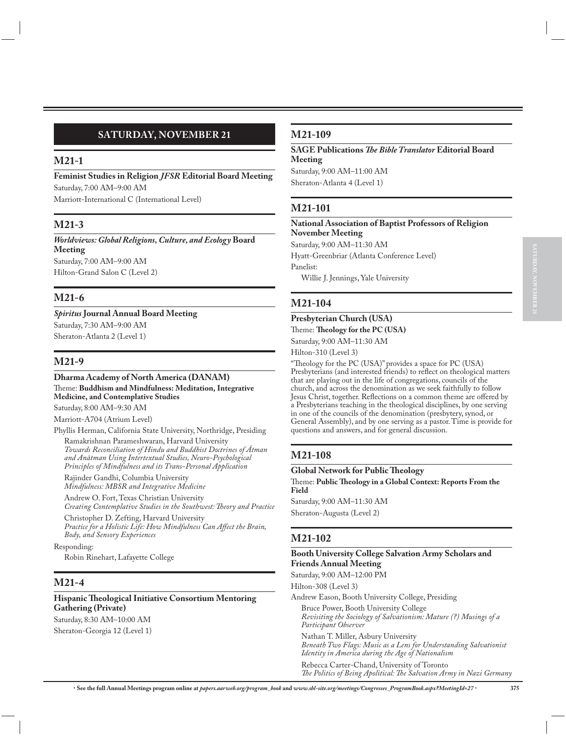## SATURDAY, NOVEMBER 21

### M21-1

**Feminist Studies in Religion *JFSR* Editorial Board Meeting**

Saturday, 7:00 AM–9:00 AM

Marriott-International C (International Level)

### M21-3

***Worldviews: Global Religions, Culture, and Ecology* Board Meeting**

Saturday, 7:00 AM–9:00 AM

Hilton-Grand Salon C (Level 2)

### M21-6

***Spiritus* Journal Annual Board Meeting**

Saturday, 7:30 AM–9:00 AM

Sheraton-Atlanta 2 (Level 1)

### M21-9

**Dharma Academy of North America (DANAM)**

Theme: **Buddhism and Mindfulness: Meditation, Integrative Medicine, and Contemplative Studies**

Saturday, 8:00 AM–9:30 AM

Marriott-A704 (Atrium Level)

Phyllis Herman, California State University, Northridge, Presiding

Ramakrishnan Parameshwaran, Harvard University
*Towards Reconciliation of Hindu and Buddhist Doctrines of Ātman and Anātman Using Intertextual Studies, Neuro-Psychological Principles of Mindfulness and its Trans-Personal Application*

Rajinder Gandhi, Columbia University
*Mindfulness: MBSR and Integrative Medicine*

Andrew O. Fort, Texas Christian University
*Creating Contemplative Studies in the Southwest: Theory and Practice*

Christopher D. Zefting, Harvard University
*Practice for a Holistic Life: How Mindfulness Can Affect the Brain, Body, and Sensory Experiences*

Responding:

Robin Rinehart, Lafayette College

### M21-4

**Hispanic Theological Initiative Consortium Mentoring Gathering (Private)**

Saturday, 8:30 AM–10:00 AM

Sheraton-Georgia 12 (Level 1)

### M21-109

**SAGE Publications *The Bible Translator* Editorial Board Meeting**

Saturday, 9:00 AM–11:00 AM

Sheraton-Atlanta 4 (Level 1)

### M21-101

**National Association of Baptist Professors of Religion November Meeting**

Saturday, 9:00 AM–11:30 AM

Hyatt-Greenbriar (Atlanta Conference Level)

Panelist:

Willie J. Jennings, Yale University

### M21-104

**Presbyterian Church (USA)**

Theme: **Theology for the PC (USA)**

Saturday, 9:00 AM–11:30 AM

Hilton-310 (Level 3)

"Theology for the PC (USA)" provides a space for PC (USA) Presbyterians (and interested friends) to reflect on theological matters that are playing out in the life of congregations, councils of the church, and across the denomination as we seek faithfully to follow Jesus Christ, together. Reflections on a common theme are offered by a Presbyterians teaching in the theological disciplines, by one serving in one of the councils of the denomination (presbytery, synod, or General Assembly), and by one serving as a pastor. Time is provide for questions and answers, and for general discussion.

### M21-108

**Global Network for Public Theology**

Theme: **Public Theology in a Global Context: Reports From the Field**

Saturday, 9:00 AM–11:30 AM

Sheraton-Augusta (Level 2)

### M21-102

**Booth University College Salvation Army Scholars and Friends Annual Meeting**

Saturday, 9:00 AM–12:00 PM

Hilton-308 (Level 3)

Andrew Eason, Booth University College, Presiding

Bruce Power, Booth University College
*Revisiting the Sociology of Salvationism: Mature (?) Musings of a Participant Observer*

Nathan T. Miller, Asbury University
*Beneath Two Flags: Music as a Lens for Understanding Salvationist Identity in America during the Age of Nationalism*

Rebecca Carter-Chand, University of Toronto
*The Politics of Being Apolitical: The Salvation Army in Nazi Germany*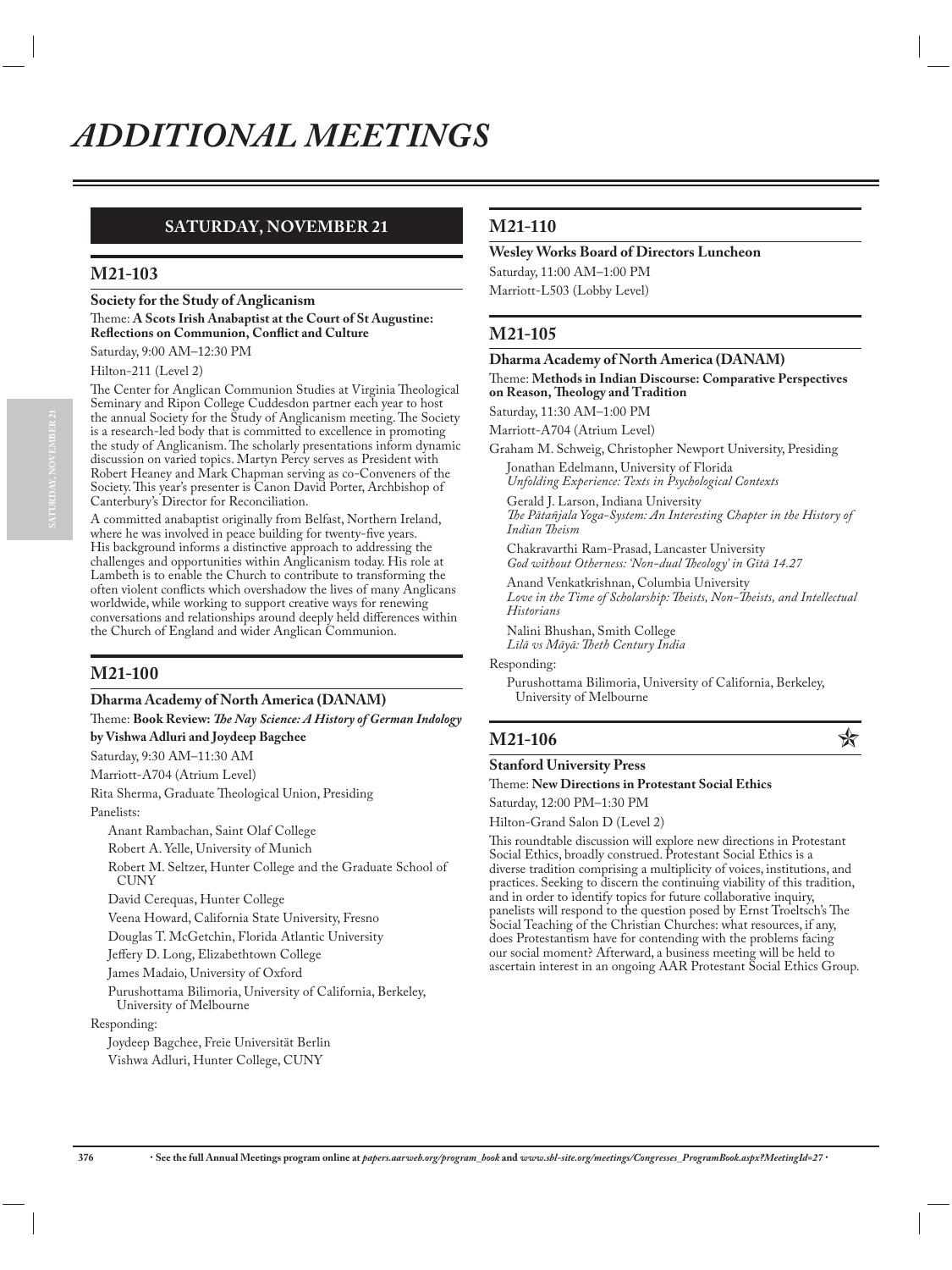# ADDITIONAL MEETINGS

## SATURDAY, NOVEMBER 21

### M21-103

**Society for the Study of Anglicanism**

Theme: **A Scots Irish Anabaptist at the Court of St Augustine: Reflections on Communion, Conflict and Culture**

Saturday, 9:00 AM–12:30 PM

Hilton-211 (Level 2)

The Center for Anglican Communion Studies at Virginia Theological Seminary and Ripon College Cuddesdon partner each year to host the annual Society for the Study of Anglicanism meeting. The Society is a research-led body that is committed to excellence in promoting the study of Anglicanism. The scholarly presentations inform dynamic discussion on varied topics. Martyn Percy serves as President with Robert Heaney and Mark Chapman serving as co-Conveners of the Society. This year's presenter is Canon David Porter, Archbishop of Canterbury's Director for Reconciliation.

A committed anabaptist originally from Belfast, Northern Ireland, where he was involved in peace building for twenty-five years. His background informs a distinctive approach to addressing the challenges and opportunities within Anglicanism today. His role at Lambeth is to enable the Church to contribute to transforming the often violent conflicts which overshadow the lives of many Anglicans worldwide, while working to support creative ways for renewing conversations and relationships around deeply held differences within the Church of England and wider Anglican Communion.

### M21-100

**Dharma Academy of North America (DANAM)**

Theme: **Book Review: *The Nay Science: A History of German Indology* by Vishwa Adluri and Joydeep Bagchee**

Saturday, 9:30 AM–11:30 AM

Marriott-A704 (Atrium Level)

Rita Sherma, Graduate Theological Union, Presiding

Panelists:

- Anant Rambachan, Saint Olaf College
- Robert A. Yelle, University of Munich
- Robert M. Seltzer, Hunter College and the Graduate School of CUNY
- David Cerequas, Hunter College
- Veena Howard, California State University, Fresno
- Douglas T. McGetchin, Florida Atlantic University
- Jeffery D. Long, Elizabethtown College
- James Madaio, University of Oxford
- Purushottama Bilimoria, University of California, Berkeley, University of Melbourne

Responding:

- Joydeep Bagchee, Freie Universität Berlin
- Vishwa Adluri, Hunter College, CUNY

### M21-110

**Wesley Works Board of Directors Luncheon**

Saturday, 11:00 AM–1:00 PM

Marriott-L503 (Lobby Level)

### M21-105

**Dharma Academy of North America (DANAM)**

Theme: **Methods in Indian Discourse: Comparative Perspectives on Reason, Theology and Tradition**

Saturday, 11:30 AM–1:00 PM

Marriott-A704 (Atrium Level)

Graham M. Schweig, Christopher Newport University, Presiding

Jonathan Edelmann, University of Florida
*Unfolding Experience: Texts in Psychological Contexts*

Gerald J. Larson, Indiana University
*The Pātañjala Yoga-System: An Interesting Chapter in the History of Indian Theism*

Chakravarthi Ram-Prasad, Lancaster University
*God without Otherness: 'Non-dual Theology' in Gītā 14.27*

Anand Venkatkrishnan, Columbia University
*Love in the Time of Scholarship: Theists, Non-Theists, and Intellectual Historians*

Nalini Bhushan, Smith College
*Līlā vs Māyā: Theth Century India*

Responding:

Purushottama Bilimoria, University of California, Berkeley, University of Melbourne

### M21-106 ☆

**Stanford University Press**

Theme: **New Directions in Protestant Social Ethics**

Saturday, 12:00 PM–1:30 PM

Hilton-Grand Salon D (Level 2)

This roundtable discussion will explore new directions in Protestant Social Ethics, broadly construed. Protestant Social Ethics is a diverse tradition comprising a multiplicity of voices, institutions, and practices. Seeking to discern the continuing viability of this tradition, and in order to identify topics for future collaborative inquiry, panelists will respond to the question posed by Ernst Troeltsch's The Social Teaching of the Christian Churches: what resources, if any, does Protestantism have for contending with the problems facing our social moment? Afterward, a business meeting will be held to ascertain interest in an ongoing AAR Protestant Social Ethics Group.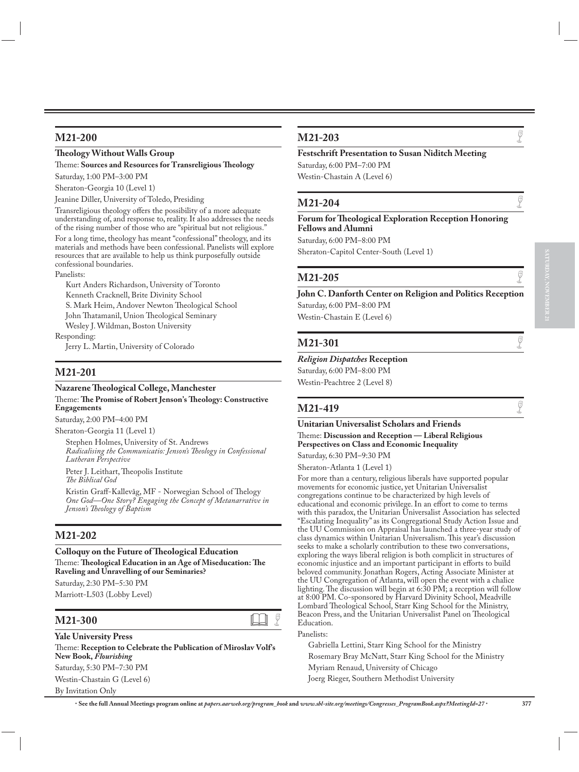## M21-200

**Theology Without Walls Group**

Theme: **Sources and Resources for Transreligious Theology**

Saturday, 1:00 PM–3:00 PM

Sheraton-Georgia 10 (Level 1)

Jeanine Diller, University of Toledo, Presiding

Transreligious theology offers the possibility of a more adequate understanding of, and response to, reality. It also addresses the needs of the rising number of those who are "spiritual but not religious." For a long time, theology has meant "confessional" theology, and its materials and methods have been confessional. Panelists will explore resources that are available to help us think purposefully outside confessional boundaries.

Panelists:

Kurt Anders Richardson, University of Toronto
Kenneth Cracknell, Brite Divinity School
S. Mark Heim, Andover Newton Theological School
John Thatamanil, Union Theological Seminary
Wesley J. Wildman, Boston University

Responding:

Jerry L. Martin, University of Colorado

## M21-201

**Nazarene Theological College, Manchester**

Theme: **The Promise of Robert Jenson's Theology: Constructive Engagements**

Saturday, 2:00 PM–4:00 PM

Sheraton-Georgia 11 (Level 1)

Stephen Holmes, University of St. Andrews
*Radicalising the Communicatio: Jenson's Theology in Confessional Lutheran Perspective*

Peter J. Leithart, Theopolis Institute
*The Biblical God*

Kristin Graff-Kallevåg, MF - Norwegian School of Theology
*One God—One Story? Engaging the Concept of Metanarrative in Jenson's Theology of Baptism*

## M21-202

**Colloquy on the Future of Theological Education**

Theme: **Theological Education in an Age of Miseducation: The Raveling and Unravelling of our Seminaries?**

Saturday, 2:30 PM–5:30 PM

Marriott-L503 (Lobby Level)

## M21-300

**Yale University Press**

Theme: **Reception to Celebrate the Publication of Miroslav Volf's New Book, *Flourishing***

Saturday, 5:30 PM–7:30 PM

Westin-Chastain G (Level 6)

By Invitation Only

## M21-203

**Festschrift Presentation to Susan Niditch Meeting**

Saturday, 6:00 PM–7:00 PM

Westin-Chastain A (Level 6)

## M21-204

**Forum for Theological Exploration Reception Honoring Fellows and Alumni**

Saturday, 6:00 PM–8:00 PM

Sheraton-Capitol Center-South (Level 1)

## M21-205

**John C. Danforth Center on Religion and Politics Reception**

Saturday, 6:00 PM–8:00 PM

Westin-Chastain E (Level 6)

## M21-301

***Religion Dispatches* Reception**

Saturday, 6:00 PM–8:00 PM

Westin-Peachtree 2 (Level 8)

## M21-419

**Unitarian Universalist Scholars and Friends**

Theme: **Discussion and Reception — Liberal Religious Perspectives on Class and Economic Inequality**

Saturday, 6:30 PM–9:30 PM

Sheraton-Atlanta 1 (Level 1)

For more than a century, religious liberals have supported popular movements for economic justice, yet Unitarian Universalist congregations continue to be characterized by high levels of educational and economic privilege. In an effort to come to terms with this paradox, the Unitarian Universalist Association has selected "Escalating Inequality" as its Congregational Study Action Issue and the UU Commission on Appraisal has launched a three-year study of class dynamics within Unitarian Universalism. This year's discussion seeks to make a scholarly contribution to these two conversations, exploring the ways liberal religion is both complicit in structures of economic injustice and an important participant in efforts to build beloved community. Jonathan Rogers, Acting Associate Minister at the UU Congregation of Atlanta, will open the event with a chalice lighting. The discussion will begin at 6:30 PM; a reception will follow at 8:00 PM. Co-sponsored by Harvard Divinity School, Meadville Lombard Theological School, Starr King School for the Ministry, Beacon Press, and the Unitarian Universalist Panel on Theological Education.

Panelists:

Gabriella Lettini, Starr King School for the Ministry
Rosemary Bray McNatt, Starr King School for the Ministry
Myriam Renaud, University of Chicago
Joerg Rieger, Southern Methodist University

• See the full Annual Meetings program online at *papers.aarweb.org/program_book* and *www.sbl-site.org/meetings/Congresses_ProgramBook.aspx?MeetingId=27* •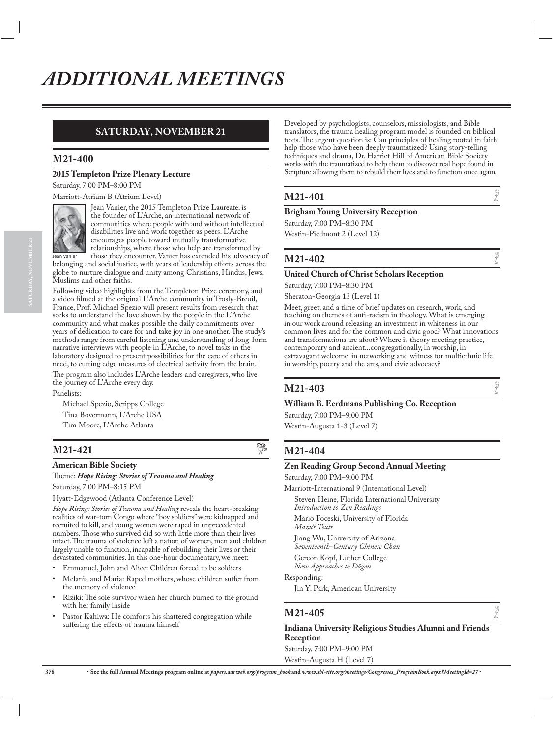# ADDITIONAL MEETINGS

## SATURDAY, NOVEMBER 21

### M21-400

**2015 Templeton Prize Plenary Lecture**

Saturday, 7:00 PM–8:00 PM

Marriott-Atrium B (Atrium Level)

Jean Vanier

Jean Vanier, the 2015 Templeton Prize Laureate, is the founder of L'Arche, an international network of communities where people with and without intellectual disabilities live and work together as peers. L'Arche encourages people toward mutually transformative relationships, where those who help are transformed by those they encounter. Vanier has extended his advocacy of belonging and social justice, with years of leadership efforts across the globe to nurture dialogue and unity among Christians, Hindus, Jews, Muslims and other faiths.

Following video highlights from the Templeton Prize ceremony, and a video filmed at the original L'Arche community in Trosly-Breuil, France, Prof. Michael Spezio will present results from research that seeks to understand the love shown by the people in the L'Arche community and what makes possible the daily commitments over years of dedication to care for and take joy in one another. The study's methods range from careful listening and understanding of long-form narrative interviews with people in L'Arche, to novel tasks in the laboratory designed to present possibilities for the care of others in need, to cutting edge measures of electrical activity from the brain.

The program also includes L'Arche leaders and caregivers, who live the journey of L'Arche every day.

Panelists:

Michael Spezio, Scripps College
Tina Bovermann, L'Arche USA
Tim Moore, L'Arche Atlanta

### M21-421

**American Bible Society**

Theme: ***Hope Rising: Stories of Trauma and Healing***

Saturday, 7:00 PM–8:15 PM

Hyatt-Edgewood (Atlanta Conference Level)

*Hope Rising: Stories of Trauma and Healing* reveals the heart-breaking realities of war-torn Congo where "boy soldiers" were kidnapped and recruited to kill, and young women were raped in unprecedented numbers. Those who survived did so with little more than their lives intact. The trauma of violence left a nation of women, men and children largely unable to function, incapable of rebuilding their lives or their devastated communities. In this one-hour documentary, we meet:

- Emmanuel, John and Alice: Children forced to be soldiers
- Melania and Maria: Raped mothers, whose children suffer from the memory of violence
- Riziki: The sole survivor when her church burned to the ground with her family inside
- Pastor Kahiwa: He comforts his shattered congregation while suffering the effects of trauma himself

Developed by psychologists, counselors, missiologists, and Bible translators, the trauma healing program model is founded on biblical texts. The urgent question is: Can principles of healing rooted in faith help those who have been deeply traumatized? Using story-telling techniques and drama, Dr. Harriet Hill of American Bible Society works with the traumatized to help them to discover real hope found in Scripture allowing them to rebuild their lives and to function once again.

### M21-401

**Brigham Young University Reception**

Saturday, 7:00 PM–8:30 PM

Westin-Piedmont 2 (Level 12)

### M21-402

**United Church of Christ Scholars Reception**

Saturday, 7:00 PM–8:30 PM

Sheraton-Georgia 13 (Level 1)

Meet, greet, and a time of brief updates on research, work, and teaching on themes of anti-racism in theology. What is emerging in our work around releasing an investment in whiteness in our common lives and for the common and civic good? What innovations and transformations are afoot? Where is theory meeting practice, contemporary and ancient...congregationally, in worship, in extravagant welcome, in networking and witness for multiethnic life in worship, poetry and the arts, and civic advocacy?

### M21-403

**William B. Eerdmans Publishing Co. Reception**

Saturday, 7:00 PM–9:00 PM

Westin-Augusta 1-3 (Level 7)

### M21-404

**Zen Reading Group Second Annual Meeting**

Saturday, 7:00 PM–9:00 PM

Marriott-International 9 (International Level)

Steven Heine, Florida International University
*Introduction to Zen Readings*

Mario Poceski, University of Florida
*Mazu's Texts*

Jiang Wu, University of Arizona
*Seventeenth-Century Chinese Chan*

Gereon Kopf, Luther College
*New Approaches to Dōgen*

Responding:

Jin Y. Park, American University

### M21-405

**Indiana University Religious Studies Alumni and Friends Reception**

Saturday, 7:00 PM–9:00 PM

Westin-Augusta H (Level 7)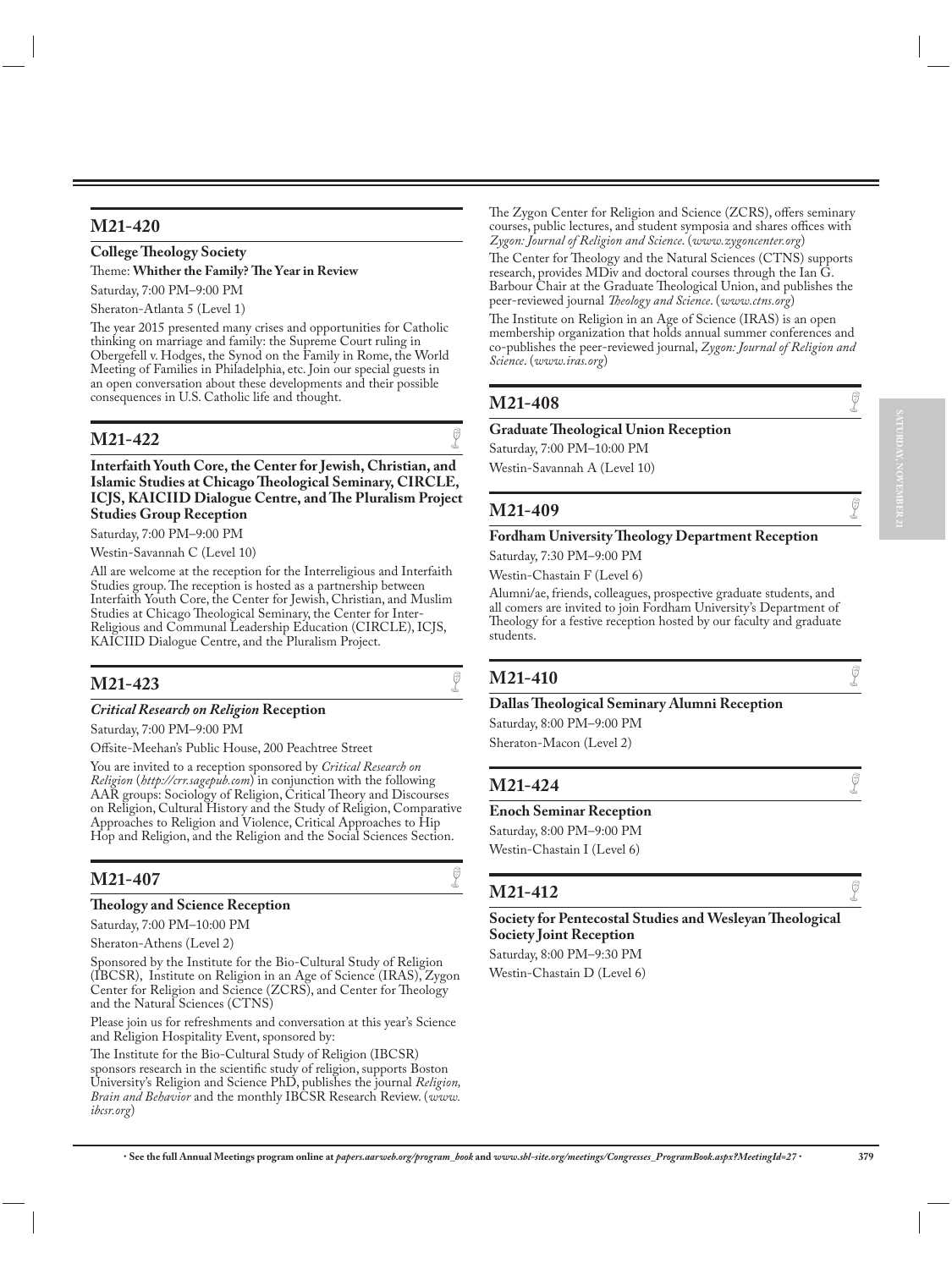## M21-420

**College Theology Society**

Theme: **Whither the Family? The Year in Review**

Saturday, 7:00 PM–9:00 PM

Sheraton-Atlanta 5 (Level 1)

The year 2015 presented many crises and opportunities for Catholic thinking on marriage and family: the Supreme Court ruling in Obergefell v. Hodges, the Synod on the Family in Rome, the World Meeting of Families in Philadelphia, etc. Join our special guests in an open conversation about these developments and their possible consequences in U.S. Catholic life and thought.

## M21-422

**Interfaith Youth Core, the Center for Jewish, Christian, and Islamic Studies at Chicago Theological Seminary, CIRCLE, ICJS, KAICIID Dialogue Centre, and The Pluralism Project Studies Group Reception**

Saturday, 7:00 PM–9:00 PM

Westin-Savannah C (Level 10)

All are welcome at the reception for the Interreligious and Interfaith Studies group. The reception is hosted as a partnership between Interfaith Youth Core, the Center for Jewish, Christian, and Muslim Studies at Chicago Theological Seminary, the Center for Inter-Religious and Communal Leadership Education (CIRCLE), ICJS, KAICIID Dialogue Centre, and the Pluralism Project.

## M21-423

***Critical Research on Religion* Reception**

Saturday, 7:00 PM–9:00 PM

Offsite-Meehan's Public House, 200 Peachtree Street

You are invited to a reception sponsored by *Critical Research on Religion* (*http://crr.sagepub.com*) in conjunction with the following AAR groups: Sociology of Religion, Critical Theory and Discourses on Religion, Cultural History and the Study of Religion, Comparative Approaches to Religion and Violence, Critical Approaches to Hip Hop and Religion, and the Religion and the Social Sciences Section.

## M21-407

**Theology and Science Reception**

Saturday, 7:00 PM–10:00 PM

Sheraton-Athens (Level 2)

Sponsored by the Institute for the Bio-Cultural Study of Religion (IBCSR), Institute on Religion in an Age of Science (IRAS), Zygon Center for Religion and Science (ZCRS), and Center for Theology and the Natural Sciences (CTNS)

Please join us for refreshments and conversation at this year's Science and Religion Hospitality Event, sponsored by:

The Institute for the Bio-Cultural Study of Religion (IBCSR) sponsors research in the scientific study of religion, supports Boston University's Religion and Science PhD, publishes the journal *Religion, Brain and Behavior* and the monthly IBCSR Research Review. (*www.ibcsr.org*)

The Zygon Center for Religion and Science (ZCRS), offers seminary courses, public lectures, and student symposia and shares offices with *Zygon: Journal of Religion and Science*. (*www.zygoncenter.org*)

The Center for Theology and the Natural Sciences (CTNS) supports research, provides MDiv and doctoral courses through the Ian G. Barbour Chair at the Graduate Theological Union, and publishes the peer-reviewed journal *Theology and Science*. (*www.ctns.org*)

The Institute on Religion in an Age of Science (IRAS) is an open membership organization that holds annual summer conferences and co-publishes the peer-reviewed journal, *Zygon: Journal of Religion and Science*. (*www.iras.org*)

## M21-408

**Graduate Theological Union Reception**

Saturday, 7:00 PM–10:00 PM

Westin-Savannah A (Level 10)

## M21-409

**Fordham University Theology Department Reception**

Saturday, 7:30 PM–9:00 PM

Westin-Chastain F (Level 6)

Alumni/ae, friends, colleagues, prospective graduate students, and all comers are invited to join Fordham University's Department of Theology for a festive reception hosted by our faculty and graduate students.

## M21-410

**Dallas Theological Seminary Alumni Reception**

Saturday, 8:00 PM–9:00 PM

Sheraton-Macon (Level 2)

## M21-424

**Enoch Seminar Reception**

Saturday, 8:00 PM–9:00 PM

Westin-Chastain I (Level 6)

## M21-412

**Society for Pentecostal Studies and Wesleyan Theological Society Joint Reception**

Saturday, 8:00 PM–9:30 PM

Westin-Chastain D (Level 6)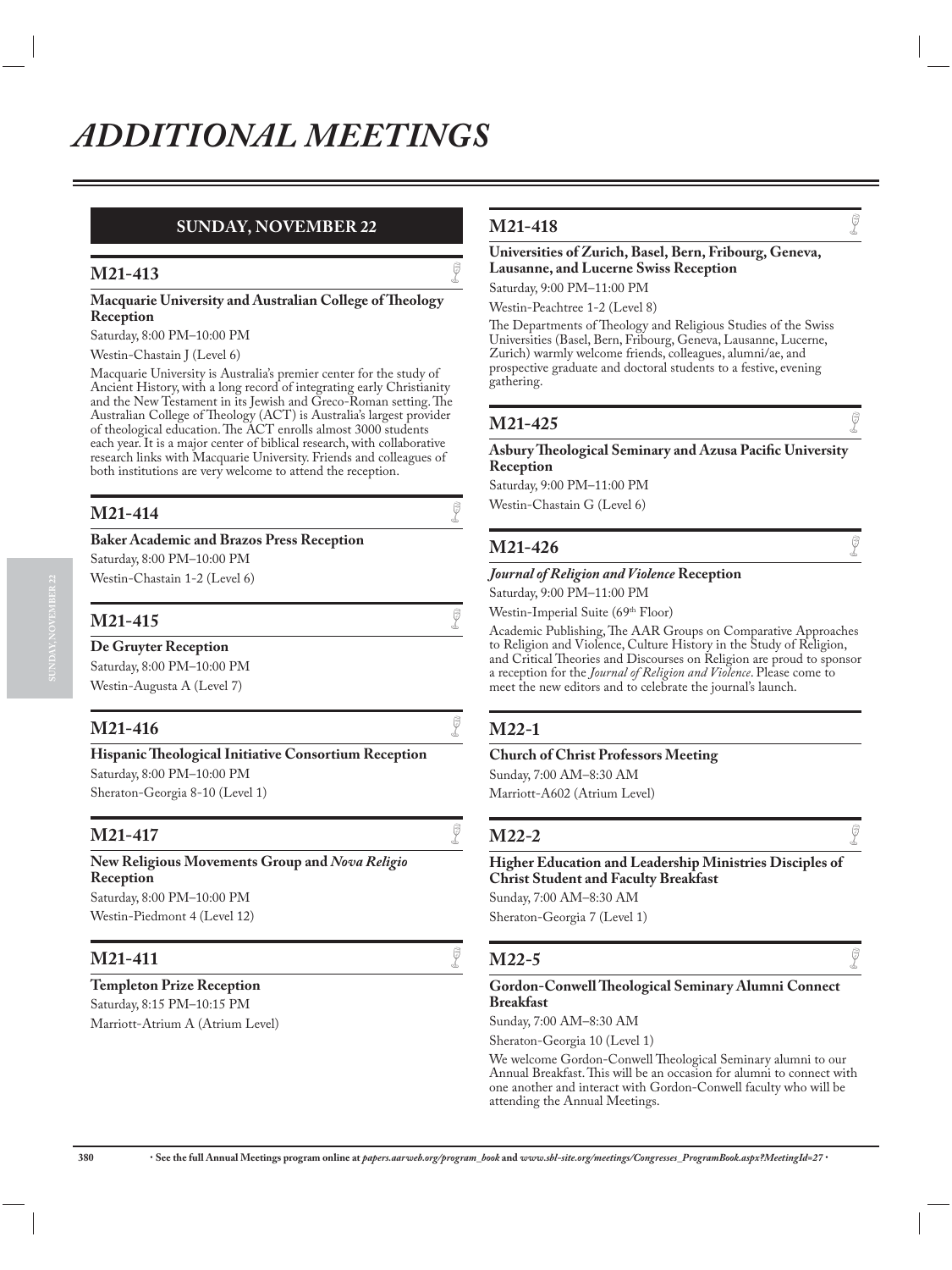# ADDITIONAL MEETINGS

## SUNDAY, NOVEMBER 22

### M21-413

**Macquarie University and Australian College of Theology Reception**

Saturday, 8:00 PM–10:00 PM

Westin-Chastain J (Level 6)

Macquarie University is Australia's premier center for the study of Ancient History, with a long record of integrating early Christianity and the New Testament in its Jewish and Greco-Roman setting. The Australian College of Theology (ACT) is Australia's largest provider of theological education. The ACT enrolls almost 3000 students each year. It is a major center of biblical research, with collaborative research links with Macquarie University. Friends and colleagues of both institutions are very welcome to attend the reception.

### M21-414

**Baker Academic and Brazos Press Reception**

Saturday, 8:00 PM–10:00 PM

Westin-Chastain 1-2 (Level 6)

### M21-415

**De Gruyter Reception**

Saturday, 8:00 PM–10:00 PM

Westin-Augusta A (Level 7)

### M21-416

**Hispanic Theological Initiative Consortium Reception**

Saturday, 8:00 PM–10:00 PM

Sheraton-Georgia 8-10 (Level 1)

### M21-417

**New Religious Movements Group and *Nova Religio* Reception**

Saturday, 8:00 PM–10:00 PM

Westin-Piedmont 4 (Level 12)

### M21-411

**Templeton Prize Reception**

Saturday, 8:15 PM–10:15 PM

Marriott-Atrium A (Atrium Level)

### M21-418

**Universities of Zurich, Basel, Bern, Fribourg, Geneva, Lausanne, and Lucerne Swiss Reception**

Saturday, 9:00 PM–11:00 PM

Westin-Peachtree 1-2 (Level 8)

The Departments of Theology and Religious Studies of the Swiss Universities (Basel, Bern, Fribourg, Geneva, Lausanne, Lucerne, Zurich) warmly welcome friends, colleagues, alumni/ae, and prospective graduate and doctoral students to a festive, evening gathering.

### M21-425

**Asbury Theological Seminary and Azusa Pacific University Reception**

Saturday, 9:00 PM–11:00 PM

Westin-Chastain G (Level 6)

### M21-426

***Journal of Religion and Violence* Reception**

Saturday, 9:00 PM–11:00 PM

Westin-Imperial Suite (69th Floor)

Academic Publishing, The AAR Groups on Comparative Approaches to Religion and Violence, Culture History in the Study of Religion, and Critical Theories and Discourses on Religion are proud to sponsor a reception for the *Journal of Religion and Violence*. Please come to meet the new editors and to celebrate the journal's launch.

### M22-1

**Church of Christ Professors Meeting**

Sunday, 7:00 AM–8:30 AM

Marriott-A602 (Atrium Level)

### M22-2

**Higher Education and Leadership Ministries Disciples of Christ Student and Faculty Breakfast**

Sunday, 7:00 AM–8:30 AM

Sheraton-Georgia 7 (Level 1)

### M22-5

**Gordon-Conwell Theological Seminary Alumni Connect Breakfast**

Sunday, 7:00 AM–8:30 AM

Sheraton-Georgia 10 (Level 1)

We welcome Gordon-Conwell Theological Seminary alumni to our Annual Breakfast. This will be an occasion for alumni to connect with one another and interact with Gordon-Conwell faculty who will be attending the Annual Meetings.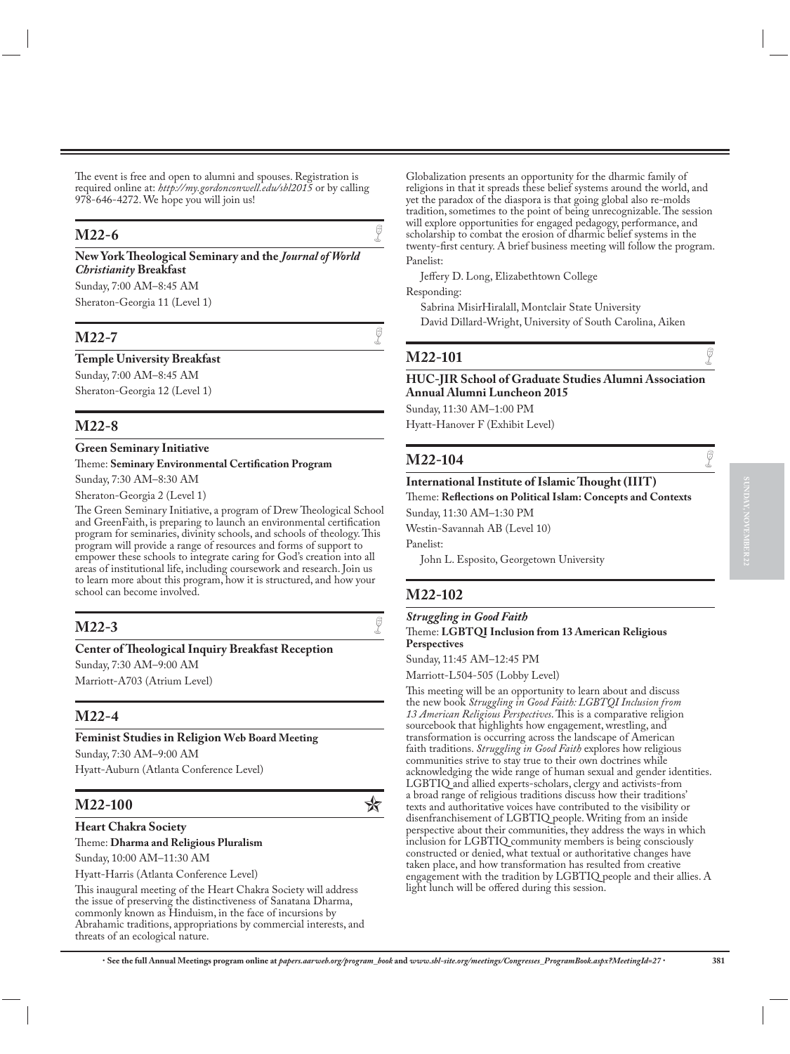The event is free and open to alumni and spouses. Registration is required online at: *http://my.gordonconwell.edu/sbl2015* or by calling 978-646-4272. We hope you will join us!

## M22-6

**New York Theological Seminary and the *Journal of World Christianity* Breakfast**

Sunday, 7:00 AM–8:45 AM

Sheraton-Georgia 11 (Level 1)

## M22-7

**Temple University Breakfast**

Sunday, 7:00 AM–8:45 AM

Sheraton-Georgia 12 (Level 1)

## M22-8

**Green Seminary Initiative**

Theme: **Seminary Environmental Certification Program**

Sunday, 7:30 AM–8:30 AM

Sheraton-Georgia 2 (Level 1)

The Green Seminary Initiative, a program of Drew Theological School and GreenFaith, is preparing to launch an environmental certification program for seminaries, divinity schools, and schools of theology. This program will provide a range of resources and forms of support to empower these schools to integrate caring for God's creation into all areas of institutional life, including coursework and research. Join us to learn more about this program, how it is structured, and how your school can become involved.

## M22-3

**Center of Theological Inquiry Breakfast Reception**

Sunday, 7:30 AM–9:00 AM

Marriott-A703 (Atrium Level)

## M22-4

**Feminist Studies in Religion Web Board Meeting**

Sunday, 7:30 AM–9:00 AM

Hyatt-Auburn (Atlanta Conference Level)

## M22-100

**Heart Chakra Society**

Theme: **Dharma and Religious Pluralism**

Sunday, 10:00 AM–11:30 AM

Hyatt-Harris (Atlanta Conference Level)

This inaugural meeting of the Heart Chakra Society will address the issue of preserving the distinctiveness of Sanatana Dharma, commonly known as Hinduism, in the face of incursions by Abrahamic traditions, appropriations by commercial interests, and threats of an ecological nature.

Globalization presents an opportunity for the dharmic family of religions in that it spreads these belief systems around the world, and yet the paradox of the diaspora is that going global also re-molds tradition, sometimes to the point of being unrecognizable. The session will explore opportunities for engaged pedagogy, performance, and scholarship to combat the erosion of dharmic belief systems in the twenty-first century. A brief business meeting will follow the program.

Panelist:

Jeffery D. Long, Elizabethtown College

Responding:

Sabrina MisirHiralall, Montclair State University

David Dillard-Wright, University of South Carolina, Aiken

## M22-101

**HUC-JIR School of Graduate Studies Alumni Association Annual Alumni Luncheon 2015**

Sunday, 11:30 AM–1:00 PM

Hyatt-Hanover F (Exhibit Level)

## M22-104

**International Institute of Islamic Thought (IIIT)**

Theme: **Reflections on Political Islam: Concepts and Contexts**

Sunday, 11:30 AM–1:30 PM

Westin-Savannah AB (Level 10)

Panelist:

John L. Esposito, Georgetown University

## M22-102

***Struggling in Good Faith***

Theme: **LGBTQI Inclusion from 13 American Religious Perspectives**

Sunday, 11:45 AM–12:45 PM

Marriott-L504-505 (Lobby Level)

This meeting will be an opportunity to learn about and discuss the new book *Struggling in Good Faith: LGBTQI Inclusion from 13 American Religious Perspectives*. This is a comparative religion sourcebook that highlights how engagement, wrestling, and transformation is occurring across the landscape of American faith traditions. *Struggling in Good Faith* explores how religious communities strive to stay true to their own doctrines while acknowledging the wide range of human sexual and gender identities. LGBTIQ and allied experts-scholars, clergy and activists-from a broad range of religious traditions discuss how their traditions' texts and authoritative voices have contributed to the visibility or disenfranchisement of LGBTIQ people. Writing from an inside perspective about their communities, they address the ways in which inclusion for LGBTIQ community members is being consciously constructed or denied, what textual or authoritative changes have taken place, and how transformation has resulted from creative engagement with the tradition by LGBTIQ people and their allies. A light lunch will be offered during this session.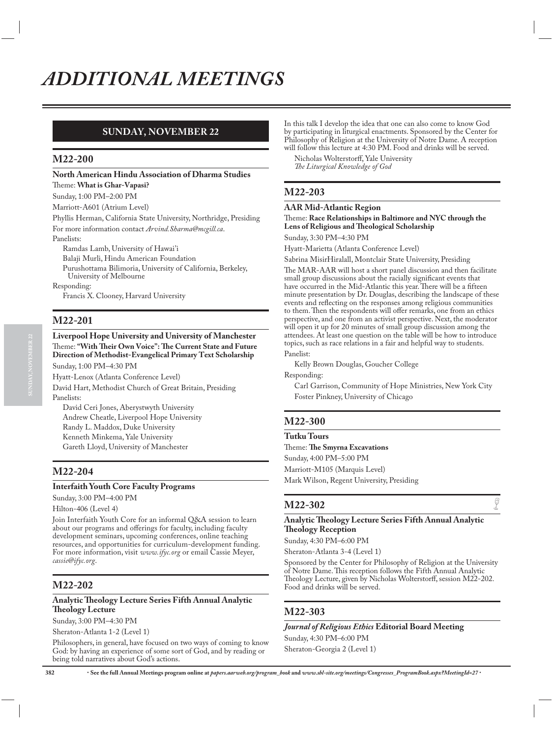# ADDITIONAL MEETINGS

## SUNDAY, NOVEMBER 22

### M22-200

**North American Hindu Association of Dharma Studies**

Theme: **What is Ghar-Vapasi?**

Sunday, 1:00 PM–2:00 PM

Marriott-A601 (Atrium Level)

Phyllis Herman, California State University, Northridge, Presiding

For more information contact *Arvind.Sharma@mcgill.ca*.

Panelists:

Ramdas Lamb, University of Hawai'i

Balaji Murli, Hindu American Foundation

Purushottama Bilimoria, University of California, Berkeley, University of Melbourne

Responding:

Francis X. Clooney, Harvard University

### M22-201

**Liverpool Hope University and University of Manchester**

Theme: **"With Their Own Voice": The Current State and Future Direction of Methodist-Evangelical Primary Text Scholarship**

Sunday, 1:00 PM–4:30 PM

Hyatt-Lenox (Atlanta Conference Level)

David Hart, Methodist Church of Great Britain, Presiding

Panelists:

David Ceri Jones, Aberystwyth University

Andrew Cheatle, Liverpool Hope University

Randy L. Maddox, Duke University

Kenneth Minkema, Yale University

Gareth Lloyd, University of Manchester

### M22-204

**Interfaith Youth Core Faculty Programs**

Sunday, 3:00 PM–4:00 PM

Hilton-406 (Level 4)

Join Interfaith Youth Core for an informal Q&A session to learn about our programs and offerings for faculty, including faculty development seminars, upcoming conferences, online teaching resources, and opportunities for curriculum-development funding. For more information, visit *www.ifyc.org* or email Cassie Meyer, *cassie@ifyc.org*.

### M22-202

**Analytic Theology Lecture Series Fifth Annual Analytic Theology Lecture**

Sunday, 3:00 PM–4:30 PM

Sheraton-Atlanta 1-2 (Level 1)

Philosophers, in general, have focused on two ways of coming to know God: by having an experience of some sort of God, and by reading or being told narratives about God's actions. In this talk I develop the idea that one can also come to know God by participating in liturgical enactments. Sponsored by the Center for Philosophy of Religion at the University of Notre Dame. A reception will follow this lecture at 4:30 PM. Food and drinks will be served.

Nicholas Wolterstorff, Yale University
*The Liturgical Knowledge of God*

### M22-203

**AAR Mid-Atlantic Region**

Theme: **Race Relationships in Baltimore and NYC through the Lens of Religious and Theological Scholarship**

Sunday, 3:30 PM–4:30 PM

Hyatt-Marietta (Atlanta Conference Level)

Sabrina MisirHiralall, Montclair State University, Presiding

The MAR-AAR will host a short panel discussion and then facilitate small group discussions about the racially significant events that have occurred in the Mid-Atlantic this year. There will be a fifteen minute presentation by Dr. Douglas, describing the landscape of these events and reflecting on the responses among religious communities to them. Then the respondents will offer remarks, one from an ethics perspective, and one from an activist perspective. Next, the moderator will open it up for 20 minutes of small group discussion among the attendees. At least one question on the table will be how to introduce topics, such as race relations in a fair and helpful way to students.

Panelist:

Kelly Brown Douglas, Goucher College

Responding:

Carl Garrison, Community of Hope Ministries, New York City

Foster Pinkney, University of Chicago

### M22-300

**Tutku Tours**

Theme: **The Smyrna Excavations**

Sunday, 4:00 PM–5:00 PM

Marriott-M105 (Marquis Level)

Mark Wilson, Regent University, Presiding

### M22-302

**Analytic Theology Lecture Series Fifth Annual Analytic Theology Reception**

Sunday, 4:30 PM–6:00 PM

Sheraton-Atlanta 3-4 (Level 1)

Sponsored by the Center for Philosophy of Religion at the University of Notre Dame. This reception follows the Fifth Annual Analytic Theology Lecture, given by Nicholas Wolterstorff, session M22-202. Food and drinks will be served.

### M22-303

***Journal of Religious Ethics* Editorial Board Meeting**

Sunday, 4:30 PM–6:00 PM

Sheraton-Georgia 2 (Level 1)

· See the full Annual Meetings program online at *papers.aarweb.org/program_book* and *www.sbl-site.org/meetings/Congresses_ProgramBook.aspx?MeetingId=27* ·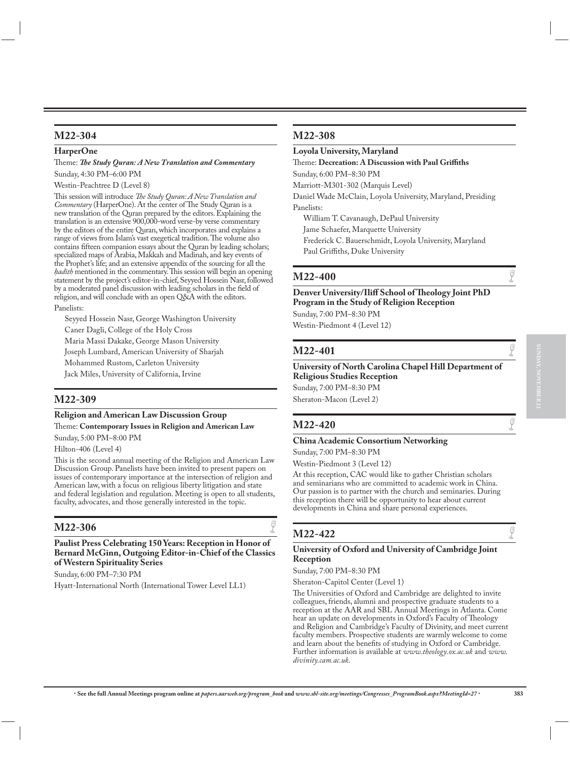## M22-304

**HarperOne**

Theme: ***The Study Quran: A New Translation and Commentary***

Sunday, 4:30 PM–6:00 PM

Westin-Peachtree D (Level 8)

This session will introduce *The Study Quran: A New Translation and Commentary* (HarperOne). At the center of The Study Quran is a new translation of the Quran prepared by the editors. Explaining the translation is an extensive 900,000-word verse-by verse commentary by the editors of the entire Quran, which incorporates and explains a range of views from Islam's vast exegetical tradition. The volume also contains fifteen companion essays about the Quran by leading scholars; specialized maps of Arabia, Makkah and Madinah, and key events of the Prophet's life; and an extensive appendix of the sourcing for all the *ḥadith* mentioned in the commentary. This session will begin an opening statement by the project's editor-in-chief, Seyyed Hossein Nasr, followed by a moderated panel discussion with leading scholars in the field of religion, and will conclude with an open Q&A with the editors.

Panelists:

Seyyed Hossein Nasr, George Washington University
Caner Dagli, College of the Holy Cross
Maria Massi Dakake, George Mason University
Joseph Lumbard, American University of Sharjah
Mohammed Rustom, Carleton University
Jack Miles, University of California, Irvine

## M22-309

**Religion and American Law Discussion Group**

Theme: **Contemporary Issues in Religion and American Law**

Sunday, 5:00 PM–8:00 PM

Hilton-406 (Level 4)

This is the second annual meeting of the Religion and American Law Discussion Group. Panelists have been invited to present papers on issues of contemporary importance at the intersection of religion and American law, with a focus on religious liberty litigation and state and federal legislation and regulation. Meeting is open to all students, faculty, advocates, and those generally interested in the topic.

## M22-306

**Paulist Press Celebrating 150 Years: Reception in Honor of Bernard McGinn, Outgoing Editor-in-Chief of the Classics of Western Spirituality Series**

Sunday, 6:00 PM–7:30 PM

Hyatt-International North (International Tower Level LL1)

## M22-308

**Loyola University, Maryland**

Theme: **Decreation: A Discussion with Paul Griffiths**

Sunday, 6:00 PM–8:30 PM

Marriott-M301-302 (Marquis Level)

Daniel Wade McClain, Loyola University, Maryland, Presiding

Panelists:

William T. Cavanaugh, DePaul University
Jame Schaefer, Marquette University
Frederick C. Bauerschmidt, Loyola University, Maryland
Paul Griffiths, Duke University

## M22-400

**Denver University/Iliff School of Theology Joint PhD Program in the Study of Religion Reception**

Sunday, 7:00 PM–8:30 PM

Westin-Piedmont 4 (Level 12)

## M22-401

**University of North Carolina Chapel Hill Department of Religious Studies Reception**

Sunday, 7:00 PM–8:30 PM

Sheraton-Macon (Level 2)

## M22-420

**China Academic Consortium Networking**

Sunday, 7:00 PM–8:30 PM

Westin-Piedmont 3 (Level 12)

At this reception, CAC would like to gather Christian scholars and seminarians who are committed to academic work in China. Our passion is to partner with the church and seminaries. During this reception there will be opportunity to hear about current developments in China and share personal experiences.

## M22-422

**University of Oxford and University of Cambridge Joint Reception**

Sunday, 7:00 PM–8:30 PM

Sheraton-Capitol Center (Level 1)

The Universities of Oxford and Cambridge are delighted to invite colleagues, friends, alumni and prospective graduate students to a reception at the AAR and SBL Annual Meetings in Atlanta. Come hear an update on developments in Oxford's Faculty of Theology and Religion and Cambridge's Faculty of Divinity, and meet current faculty members. Prospective students are warmly welcome to come and learn about the benefits of studying in Oxford or Cambridge. Further information is available at *www.theology.ox.ac.uk* and *www.divinity.cam.ac.uk*.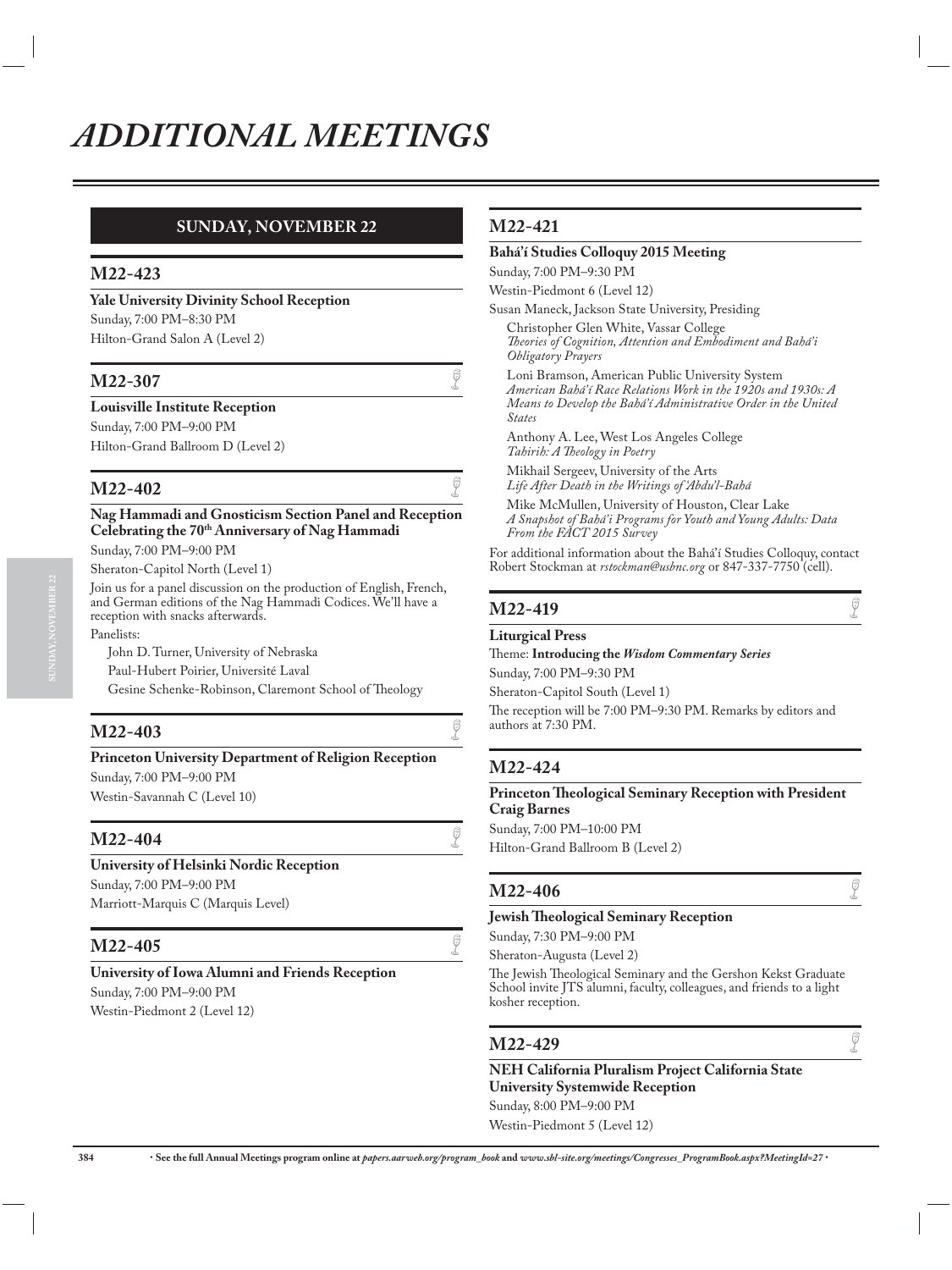# ADDITIONAL MEETINGS

## SUNDAY, NOVEMBER 22

### M22-423

**Yale University Divinity School Reception**

Sunday, 7:00 PM–8:30 PM

Hilton-Grand Salon A (Level 2)

### M22-307

**Louisville Institute Reception**

Sunday, 7:00 PM–9:00 PM

Hilton-Grand Ballroom D (Level 2)

### M22-402

**Nag Hammadi and Gnosticism Section Panel and Reception Celebrating the 70th Anniversary of Nag Hammadi**

Sunday, 7:00 PM–9:00 PM

Sheraton-Capitol North (Level 1)

Join us for a panel discussion on the production of English, French, and German editions of the Nag Hammadi Codices. We'll have a reception with snacks afterwards.

Panelists:

John D. Turner, University of Nebraska

Paul-Hubert Poirier, Université Laval

Gesine Schenke-Robinson, Claremont School of Theology

### M22-403

**Princeton University Department of Religion Reception**

Sunday, 7:00 PM–9:00 PM

Westin-Savannah C (Level 10)

### M22-404

**University of Helsinki Nordic Reception**

Sunday, 7:00 PM–9:00 PM

Marriott-Marquis C (Marquis Level)

### M22-405

**University of Iowa Alumni and Friends Reception**

Sunday, 7:00 PM–9:00 PM

Westin-Piedmont 2 (Level 12)

### M22-421

**Bahá'í Studies Colloquy 2015 Meeting**

Sunday, 7:00 PM–9:30 PM

Westin-Piedmont 6 (Level 12)

Susan Maneck, Jackson State University, Presiding

Christopher Glen White, Vassar College
*Theories of Cognition, Attention and Embodiment and Bahá'í Obligatory Prayers*

Loni Bramson, American Public University System
*American Bahá'í Race Relations Work in the 1920s and 1930s: A Means to Develop the Bahá'í Administrative Order in the United States*

Anthony A. Lee, West Los Angeles College
*Tahirih: A Theology in Poetry*

Mikhail Sergeev, University of the Arts
*Life After Death in the Writings of 'Abdu'l-Bahá*

Mike McMullen, University of Houston, Clear Lake
*A Snapshot of Bahá'í Programs for Youth and Young Adults: Data From the FACT 2015 Survey*

For additional information about the Bahá'í Studies Colloquy, contact Robert Stockman at *rstockman@usbnc.org* or 847-337-7750 (cell).

### M22-419

**Liturgical Press**

Theme: **Introducing the *Wisdom Commentary Series***

Sunday, 7:00 PM–9:30 PM

Sheraton-Capitol South (Level 1)

The reception will be 7:00 PM–9:30 PM. Remarks by editors and authors at 7:30 PM.

### M22-424

**Princeton Theological Seminary Reception with President Craig Barnes**

Sunday, 7:00 PM–10:00 PM

Hilton-Grand Ballroom B (Level 2)

### M22-406

**Jewish Theological Seminary Reception**

Sunday, 7:30 PM–9:00 PM

Sheraton-Augusta (Level 2)

The Jewish Theological Seminary and the Gershon Kekst Graduate School invite JTS alumni, faculty, colleagues, and friends to a light kosher reception.

### M22-429

**NEH California Pluralism Project California State University Systemwide Reception**

Sunday, 8:00 PM–9:00 PM

Westin-Piedmont 5 (Level 12)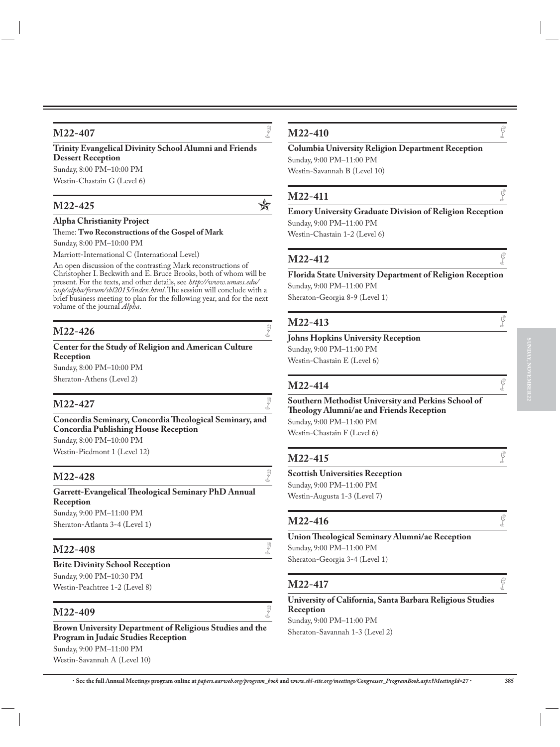## M22-407

**Trinity Evangelical Divinity School Alumni and Friends Dessert Reception**

Sunday, 8:00 PM–10:00 PM

Westin-Chastain G (Level 6)

## M22-425

**Alpha Christianity Project**

Theme: **Two Reconstructions of the Gospel of Mark**

Sunday, 8:00 PM–10:00 PM

Marriott-International C (International Level)

An open discussion of the contrasting Mark reconstructions of Christopher I. Beckwith and E. Bruce Brooks, both of whom will be present. For the texts, and other details, see *http://www.umass.edu/wsp/alpha/forum/sbl2015/index.html*. The session will conclude with a brief business meeting to plan for the following year, and for the next volume of the journal *Alpha*.

## M22-426

**Center for the Study of Religion and American Culture Reception**

Sunday, 8:00 PM–10:00 PM

Sheraton-Athens (Level 2)

## M22-427

**Concordia Seminary, Concordia Theological Seminary, and Concordia Publishing House Reception**

Sunday, 8:00 PM–10:00 PM

Westin-Piedmont 1 (Level 12)

## M22-428

**Garrett-Evangelical Theological Seminary PhD Annual Reception**

Sunday, 9:00 PM–11:00 PM

Sheraton-Atlanta 3-4 (Level 1)

## M22-408

**Brite Divinity School Reception**

Sunday, 9:00 PM–10:30 PM

Westin-Peachtree 1-2 (Level 8)

## M22-409

**Brown University Department of Religious Studies and the Program in Judaic Studies Reception**

Sunday, 9:00 PM–11:00 PM

Westin-Savannah A (Level 10)

## M22-410

**Columbia University Religion Department Reception**

Sunday, 9:00 PM–11:00 PM

Westin-Savannah B (Level 10)

## M22-411

**Emory University Graduate Division of Religion Reception**

Sunday, 9:00 PM–11:00 PM

Westin-Chastain 1-2 (Level 6)

## M22-412

**Florida State University Department of Religion Reception**

Sunday, 9:00 PM–11:00 PM

Sheraton-Georgia 8-9 (Level 1)

## M22-413

**Johns Hopkins University Reception**

Sunday, 9:00 PM–11:00 PM

Westin-Chastain E (Level 6)

## M22-414

**Southern Methodist University and Perkins School of Theology Alumni/ae and Friends Reception**

Sunday, 9:00 PM–11:00 PM

Westin-Chastain F (Level 6)

## M22-415

**Scottish Universities Reception**

Sunday, 9:00 PM–11:00 PM

Westin-Augusta 1-3 (Level 7)

## M22-416

**Union Theological Seminary Alumni/ae Reception**

Sunday, 9:00 PM–11:00 PM

Sheraton-Georgia 3-4 (Level 1)

## M22-417

**University of California, Santa Barbara Religious Studies Reception**

Sunday, 9:00 PM–11:00 PM

Sheraton-Savannah 1-3 (Level 2)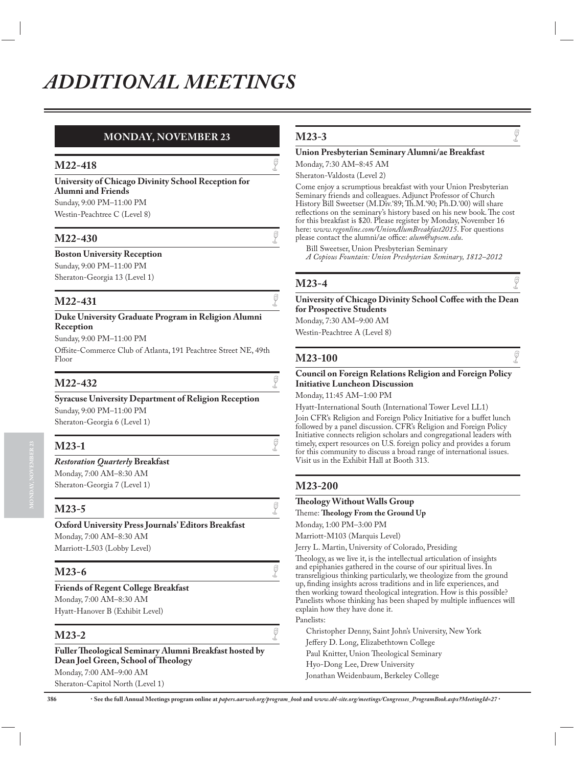# *ADDITIONAL MEETINGS*

## MONDAY, NOVEMBER 23

### M22-418

**University of Chicago Divinity School Reception for Alumni and Friends**

Sunday, 9:00 PM–11:00 PM

Westin-Peachtree C (Level 8)

### M22-430

**Boston University Reception**

Sunday, 9:00 PM–11:00 PM

Sheraton-Georgia 13 (Level 1)

### M22-431

**Duke University Graduate Program in Religion Alumni Reception**

Sunday, 9:00 PM–11:00 PM

Offsite-Commerce Club of Atlanta, 191 Peachtree Street NE, 49th Floor

### M22-432

**Syracuse University Department of Religion Reception**

Sunday, 9:00 PM–11:00 PM

Sheraton-Georgia 6 (Level 1)

### M23-1

***Restoration Quarterly* Breakfast**

Monday, 7:00 AM–8:30 AM

Sheraton-Georgia 7 (Level 1)

### M23-5

**Oxford University Press Journals' Editors Breakfast**

Monday, 7:00 AM–8:30 AM

Marriott-L503 (Lobby Level)

### M23-6

**Friends of Regent College Breakfast**

Monday, 7:00 AM–8:30 AM

Hyatt-Hanover B (Exhibit Level)

### M23-2

**Fuller Theological Seminary Alumni Breakfast hosted by Dean Joel Green, School of Theology**

Monday, 7:00 AM–9:00 AM

Sheraton-Capitol North (Level 1)

### M23-3

**Union Presbyterian Seminary Alumni/ae Breakfast**

Monday, 7:30 AM–8:45 AM

Sheraton-Valdosta (Level 2)

Come enjoy a scrumptious breakfast with your Union Presbyterian Seminary friends and colleagues. Adjunct Professor of Church History Bill Sweetser (M.Div.'89; Th.M.'90; Ph.D.'00) will share reflections on the seminary's history based on his new book. The cost for this breakfast is $20. Please register by Monday, November 16 here: *www.regonline.com/UnionAlumBreakfast2015*. For questions please contact the alumni/ae office: *alum@upsem.edu*.

Bill Sweetser, Union Presbyterian Seminary
*A Copious Fountain: Union Presbyterian Seminary, 1812–2012*

### M23-4

**University of Chicago Divinity School Coffee with the Dean for Prospective Students**

Monday, 7:30 AM–9:00 AM

Westin-Peachtree A (Level 8)

### M23-100

**Council on Foreign Relations Religion and Foreign Policy Initiative Luncheon Discussion**

Monday, 11:45 AM–1:00 PM

Hyatt-International South (International Tower Level LL1)

Join CFR's Religion and Foreign Policy Initiative for a buffet lunch followed by a panel discussion. CFR's Religion and Foreign Policy Initiative connects religion scholars and congregational leaders with timely, expert resources on U.S. foreign policy and provides a forum for this community to discuss a broad range of international issues. Visit us in the Exhibit Hall at Booth 313.

### M23-200

**Theology Without Walls Group**

Theme: **Theology From the Ground Up**

Monday, 1:00 PM–3:00 PM

Marriott-M103 (Marquis Level)

Jerry L. Martin, University of Colorado, Presiding

Theology, as we live it, is the intellectual articulation of insights and epiphanies gathered in the course of our spiritual lives. In transreligious thinking particularly, we theologize from the ground up, finding insights across traditions and in life experiences, and then working toward theological integration. How is this possible? Panelists whose thinking has been shaped by multiple influences will explain how they have done it.

Panelists:

Christopher Denny, Saint John's University, New York
Jeffery D. Long, Elizabethtown College
Paul Knitter, Union Theological Seminary
Hyo-Dong Lee, Drew University
Jonathan Weidenbaum, Berkeley College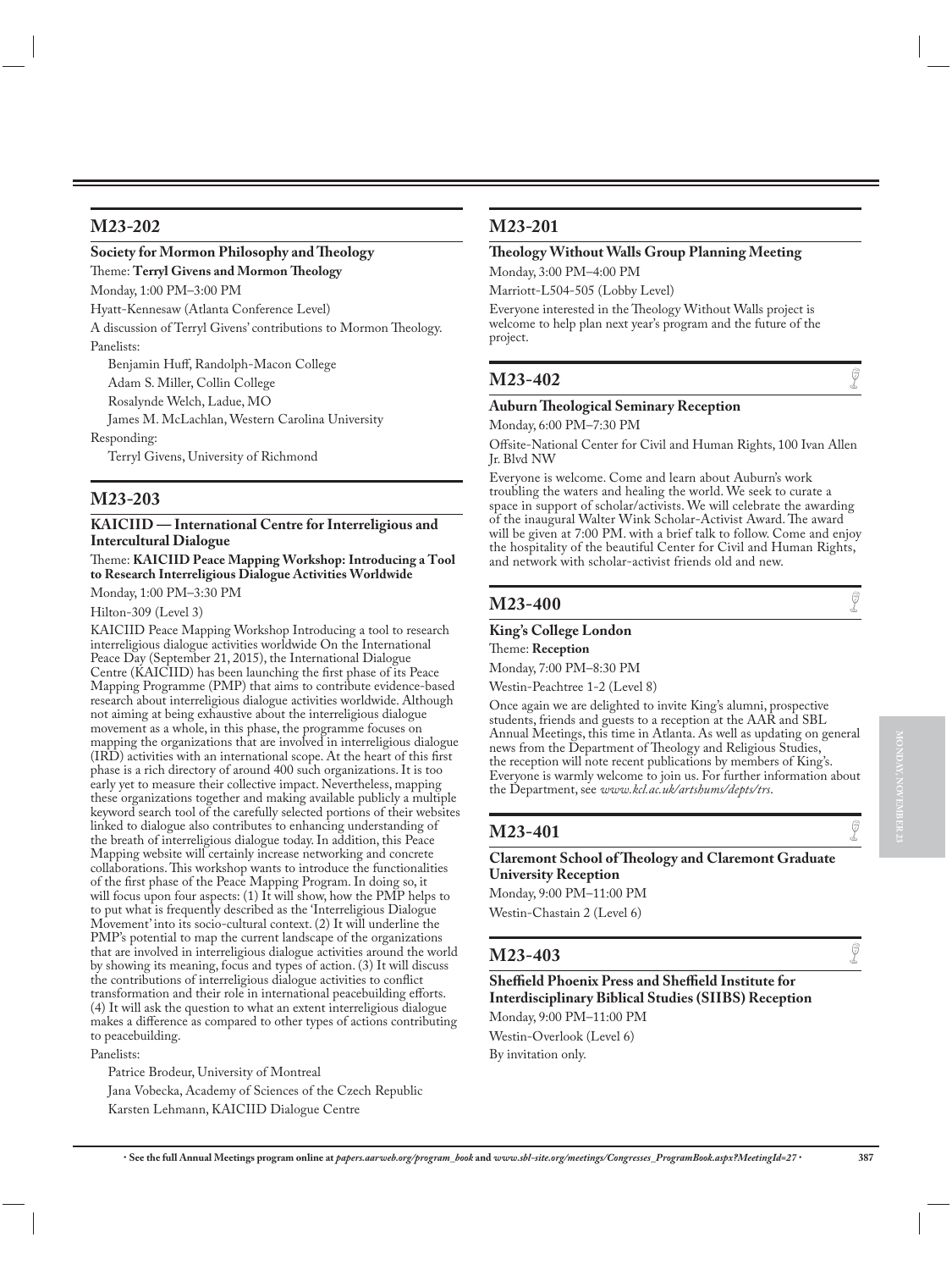## M23-202

**Society for Mormon Philosophy and Theology**

Theme: **Terryl Givens and Mormon Theology**

Monday, 1:00 PM–3:00 PM

Hyatt-Kennesaw (Atlanta Conference Level)

A discussion of Terryl Givens' contributions to Mormon Theology.

Panelists:

Benjamin Huff, Randolph-Macon College

Adam S. Miller, Collin College

Rosalynde Welch, Ladue, MO

James M. McLachlan, Western Carolina University

Responding:

Terryl Givens, University of Richmond

## M23-203

**KAICIID — International Centre for Interreligious and Intercultural Dialogue**

Theme: **KAICIID Peace Mapping Workshop: Introducing a Tool to Research Interreligious Dialogue Activities Worldwide**

Monday, 1:00 PM–3:30 PM

Hilton-309 (Level 3)

KAICIID Peace Mapping Workshop Introducing a tool to research interreligious dialogue activities worldwide On the International Peace Day (September 21, 2015), the International Dialogue Centre (KAICIID) has been launching the first phase of its Peace Mapping Programme (PMP) that aims to contribute evidence-based research about interreligious dialogue activities worldwide. Although not aiming at being exhaustive about the interreligious dialogue movement as a whole, in this phase, the programme focuses on mapping the organizations that are involved in interreligious dialogue (IRD) activities with an international scope. At the heart of this first phase is a rich directory of around 400 such organizations. It is too early yet to measure their collective impact. Nevertheless, mapping these organizations together and making available publicly a multiple keyword search tool of the carefully selected portions of their websites linked to dialogue also contributes to enhancing understanding of the breath of interreligious dialogue today. In addition, this Peace Mapping website will certainly increase networking and concrete collaborations. This workshop wants to introduce the functionalities of the first phase of the Peace Mapping Program. In doing so, it will focus upon four aspects: (1) It will show, how the PMP helps to to put what is frequently described as the 'Interreligious Dialogue Movement' into its socio-cultural context. (2) It will underline the PMP's potential to map the current landscape of the organizations that are involved in interreligious dialogue activities around the world by showing its meaning, focus and types of action. (3) It will discuss the contributions of interreligious dialogue activities to conflict transformation and their role in international peacebuilding efforts. (4) It will ask the question to what an extent interreligious dialogue makes a difference as compared to other types of actions contributing to peacebuilding.

Panelists:

Patrice Brodeur, University of Montreal

Jana Vobecka, Academy of Sciences of the Czech Republic

Karsten Lehmann, KAICIID Dialogue Centre

## M23-201

**Theology Without Walls Group Planning Meeting**

Monday, 3:00 PM–4:00 PM

Marriott-L504-505 (Lobby Level)

Everyone interested in the Theology Without Walls project is welcome to help plan next year's program and the future of the project.

## M23-402

**Auburn Theological Seminary Reception**

Monday, 6:00 PM–7:30 PM

Offsite-National Center for Civil and Human Rights, 100 Ivan Allen Jr. Blvd NW

Everyone is welcome. Come and learn about Auburn's work troubling the waters and healing the world. We seek to curate a space in support of scholar/activists. We will celebrate the awarding of the inaugural Walter Wink Scholar-Activist Award. The award will be given at 7:00 PM. with a brief talk to follow. Come and enjoy the hospitality of the beautiful Center for Civil and Human Rights, and network with scholar-activist friends old and new.

## M23-400

**King's College London**

Theme: **Reception**

Monday, 7:00 PM–8:30 PM

Westin-Peachtree 1-2 (Level 8)

Once again we are delighted to invite King's alumni, prospective students, friends and guests to a reception at the AAR and SBL Annual Meetings, this time in Atlanta. As well as updating on general news from the Department of Theology and Religious Studies, the reception will note recent publications by members of King's. Everyone is warmly welcome to join us. For further information about the Department, see *www.kcl.ac.uk/artshums/depts/trs*.

## M23-401

**Claremont School of Theology and Claremont Graduate University Reception**

Monday, 9:00 PM–11:00 PM

Westin-Chastain 2 (Level 6)

## M23-403

**Sheffield Phoenix Press and Sheffield Institute for Interdisciplinary Biblical Studies (SIIBS) Reception**

Monday, 9:00 PM–11:00 PM

Westin-Overlook (Level 6)

By invitation only.